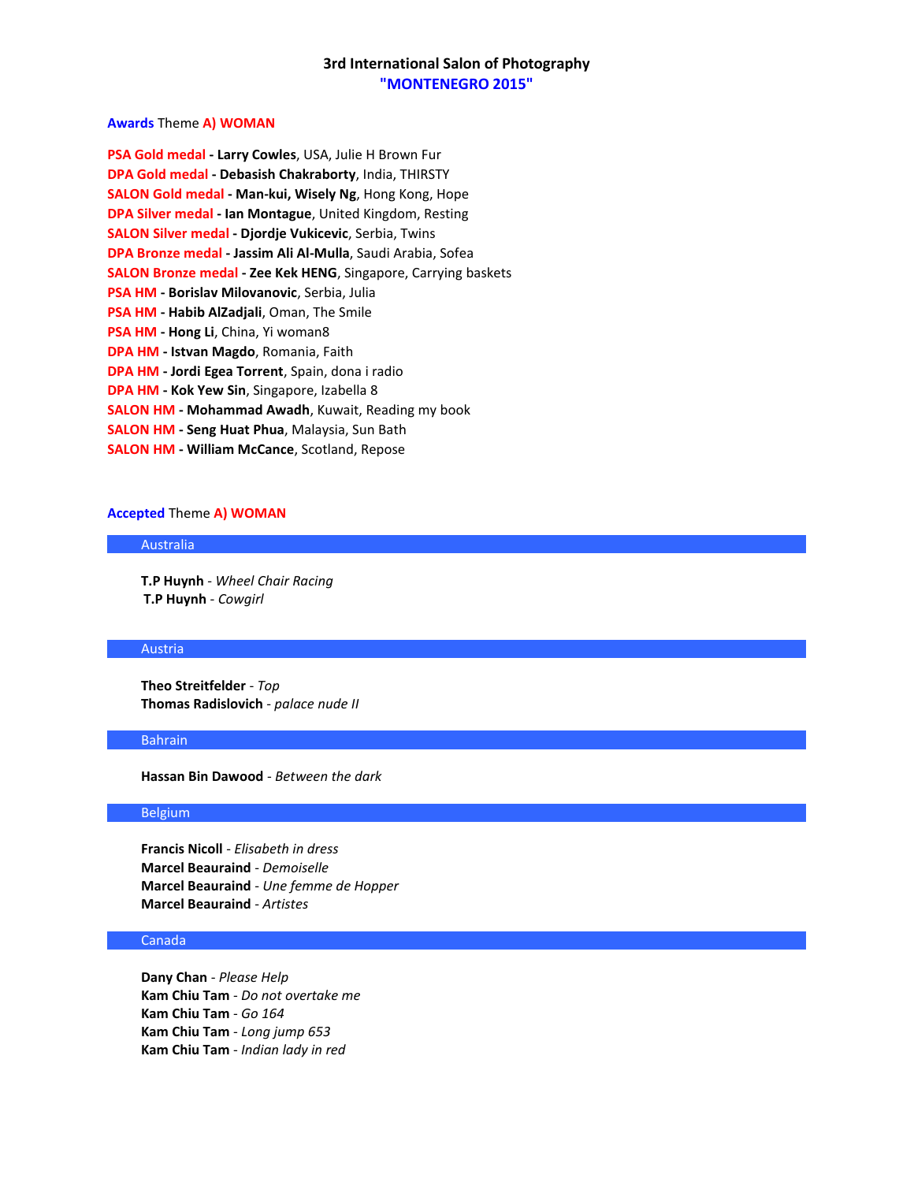# 3rd International Salon of Photography
## "MONTENEGRO 2015"

### Awards Theme A) WOMAN

**PSA Gold medal - Larry Cowles**, USA, Julie H Brown Fur
**DPA Gold medal - Debasish Chakraborty**, India, THIRSTY
**SALON Gold medal - Man-kui, Wisely Ng**, Hong Kong, Hope
**DPA Silver medal - Ian Montague**, United Kingdom, Resting
**SALON Silver medal - Djordje Vukicevic**, Serbia, Twins
**DPA Bronze medal - Jassim Ali Al-Mulla**, Saudi Arabia, Sofea
**SALON Bronze medal - Zee Kek HENG**, Singapore, Carrying baskets
**PSA HM - Borislav Milovanovic**, Serbia, Julia
**PSA HM - Habib AlZadjali**, Oman, The Smile
**PSA HM - Hong Li**, China, Yi woman8
**DPA HM - Istvan Magdo**, Romania, Faith
**DPA HM - Jordi Egea Torrent**, Spain, dona i radio
**DPA HM - Kok Yew Sin**, Singapore, Izabella 8
**SALON HM - Mohammad Awadh**, Kuwait, Reading my book
**SALON HM - Seng Huat Phua**, Malaysia, Sun Bath
**SALON HM - William McCance**, Scotland, Repose

### Accepted Theme A) WOMAN

#### Australia

**T.P Huynh** - *Wheel Chair Racing*
**T.P Huynh** - *Cowgirl*

#### Austria

**Theo Streitfelder** - *Top*
**Thomas Radislovich** - *palace nude II*

#### Bahrain

**Hassan Bin Dawood** - *Between the dark*

#### Belgium

**Francis Nicoll** - *Elisabeth in dress*
**Marcel Beauraind** - *Demoiselle*
**Marcel Beauraind** - *Une femme de Hopper*
**Marcel Beauraind** - *Artistes*

#### Canada

**Dany Chan** - *Please Help*
**Kam Chiu Tam** - *Do not overtake me*
**Kam Chiu Tam** - *Go 164*
**Kam Chiu Tam** - *Long jump 653*
**Kam Chiu Tam** - *Indian lady in red*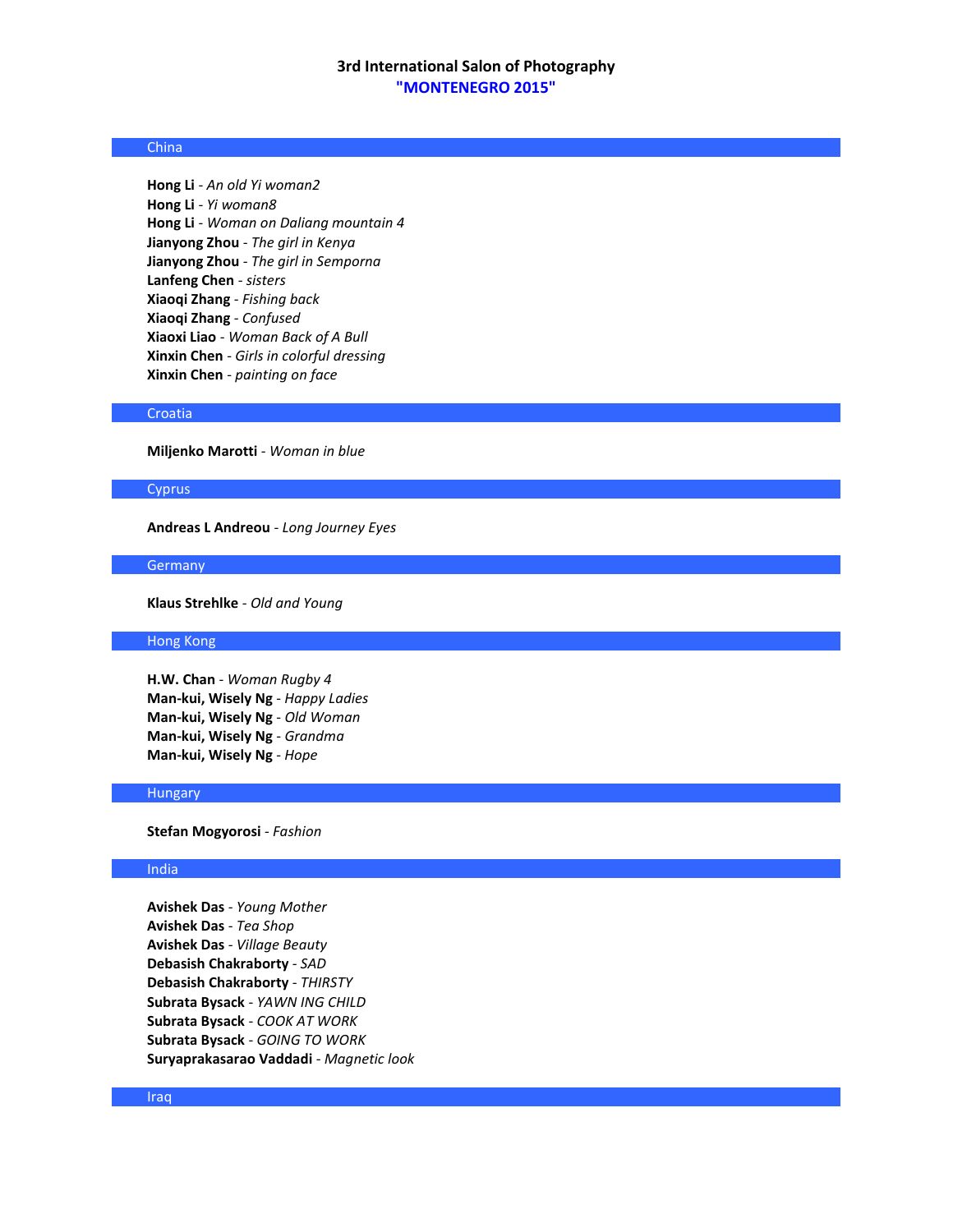# 3rd International Salon of Photography
## "MONTENEGRO 2015"

### China

**Hong Li** - *An old Yi woman2*
**Hong Li** - *Yi woman8*
**Hong Li** - *Woman on Daliang mountain 4*
**Jianyong Zhou** - *The girl in Kenya*
**Jianyong Zhou** - *The girl in Semporna*
**Lanfeng Chen** - *sisters*
**Xiaoqi Zhang** - *Fishing back*
**Xiaoqi Zhang** - *Confused*
**Xiaoxi Liao** - *Woman Back of A Bull*
**Xinxin Chen** - *Girls in colorful dressing*
**Xinxin Chen** - *painting on face*

### Croatia

**Miljenko Marotti** - *Woman in blue*

### Cyprus

**Andreas L Andreou** - *Long Journey Eyes*

### Germany

**Klaus Strehlke** - *Old and Young*

### Hong Kong

**H.W. Chan** - *Woman Rugby 4*
**Man-kui, Wisely Ng** - *Happy Ladies*
**Man-kui, Wisely Ng** - *Old Woman*
**Man-kui, Wisely Ng** - *Grandma*
**Man-kui, Wisely Ng** - *Hope*

### Hungary

**Stefan Mogyorosi** - *Fashion*

### India

**Avishek Das** - *Young Mother*
**Avishek Das** - *Tea Shop*
**Avishek Das** - *Village Beauty*
**Debasish Chakraborty** - *SAD*
**Debasish Chakraborty** - *THIRSTY*
**Subrata Bysack** - *YAWN ING CHILD*
**Subrata Bysack** - *COOK AT WORK*
**Subrata Bysack** - *GOING TO WORK*
**Suryaprakasarao Vaddadi** - *Magnetic look*

### Iraq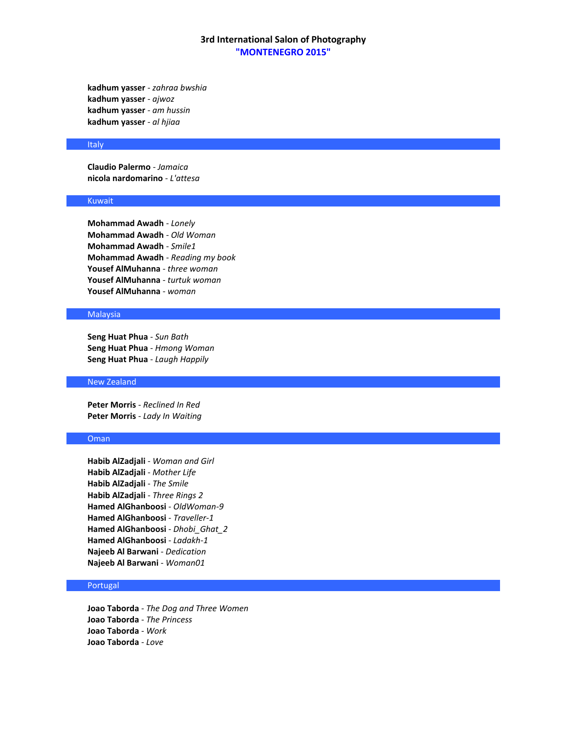**kadhum yasser** - *zahraa bwshia*
**kadhum yasser** - *ajwoz*
**kadhum yasser** - *am hussin*
**kadhum yasser** - *al hjiaa*

## Italy

**Claudio Palermo** - *Jamaica*
**nicola nardomarino** - *L'attesa*

## Kuwait

**Mohammad Awadh** - *Lonely*
**Mohammad Awadh** - *Old Woman*
**Mohammad Awadh** - *Smile1*
**Mohammad Awadh** - *Reading my book*
**Yousef AlMuhanna** - *three woman*
**Yousef AlMuhanna** - *turtuk woman*
**Yousef AlMuhanna** - *woman*

## Malaysia

**Seng Huat Phua** - *Sun Bath*
**Seng Huat Phua** - *Hmong Woman*
**Seng Huat Phua** - *Laugh Happily*

## New Zealand

**Peter Morris** - *Reclined In Red*
**Peter Morris** - *Lady In Waiting*

## Oman

**Habib AlZadjali** - *Woman and Girl*
**Habib AlZadjali** - *Mother Life*
**Habib AlZadjali** - *The Smile*
**Habib AlZadjali** - *Three Rings 2*
**Hamed AlGhanboosi** - *OldWoman-9*
**Hamed AlGhanboosi** - *Traveller-1*
**Hamed AlGhanboosi** - *Dhobi_Ghat_2*
**Hamed AlGhanboosi** - *Ladakh-1*
**Najeeb Al Barwani** - *Dedication*
**Najeeb Al Barwani** - *Woman01*

## Portugal

**Joao Taborda** - *The Dog and Three Women*
**Joao Taborda** - *The Princess*
**Joao Taborda** - *Work*
**Joao Taborda** - *Love*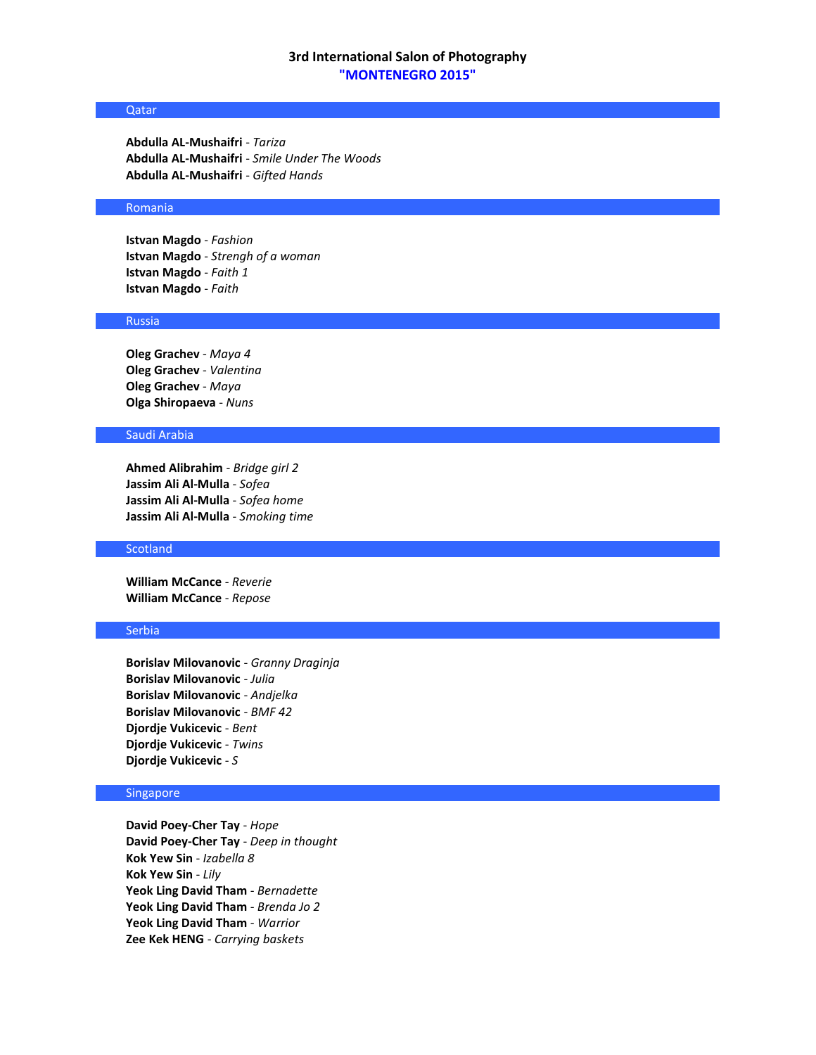# 3rd International Salon of Photography
## "MONTENEGRO 2015"

### Qatar

**Abdulla AL-Mushaifri** - *Tariza*
**Abdulla AL-Mushaifri** - *Smile Under The Woods*
**Abdulla AL-Mushaifri** - *Gifted Hands*

### Romania

**Istvan Magdo** - *Fashion*
**Istvan Magdo** - *Strengh of a woman*
**Istvan Magdo** - *Faith 1*
**Istvan Magdo** - *Faith*

### Russia

**Oleg Grachev** - *Maya 4*
**Oleg Grachev** - *Valentina*
**Oleg Grachev** - *Maya*
**Olga Shiropaeva** - *Nuns*

### Saudi Arabia

**Ahmed Alibrahim** - *Bridge girl 2*
**Jassim Ali Al-Mulla** - *Sofea*
**Jassim Ali Al-Mulla** - *Sofea home*
**Jassim Ali Al-Mulla** - *Smoking time*

### Scotland

**William McCance** - *Reverie*
**William McCance** - *Repose*

### Serbia

**Borislav Milovanovic** - *Granny Draginja*
**Borislav Milovanovic** - *Julia*
**Borislav Milovanovic** - *Andjelka*
**Borislav Milovanovic** - *BMF 42*
**Djordje Vukicevic** - *Bent*
**Djordje Vukicevic** - *Twins*
**Djordje Vukicevic** - *S*

### Singapore

**David Poey-Cher Tay** - *Hope*
**David Poey-Cher Tay** - *Deep in thought*
**Kok Yew Sin** - *Izabella 8*
**Kok Yew Sin** - *Lily*
**Yeok Ling David Tham** - *Bernadette*
**Yeok Ling David Tham** - *Brenda Jo 2*
**Yeok Ling David Tham** - *Warrior*
**Zee Kek HENG** - *Carrying baskets*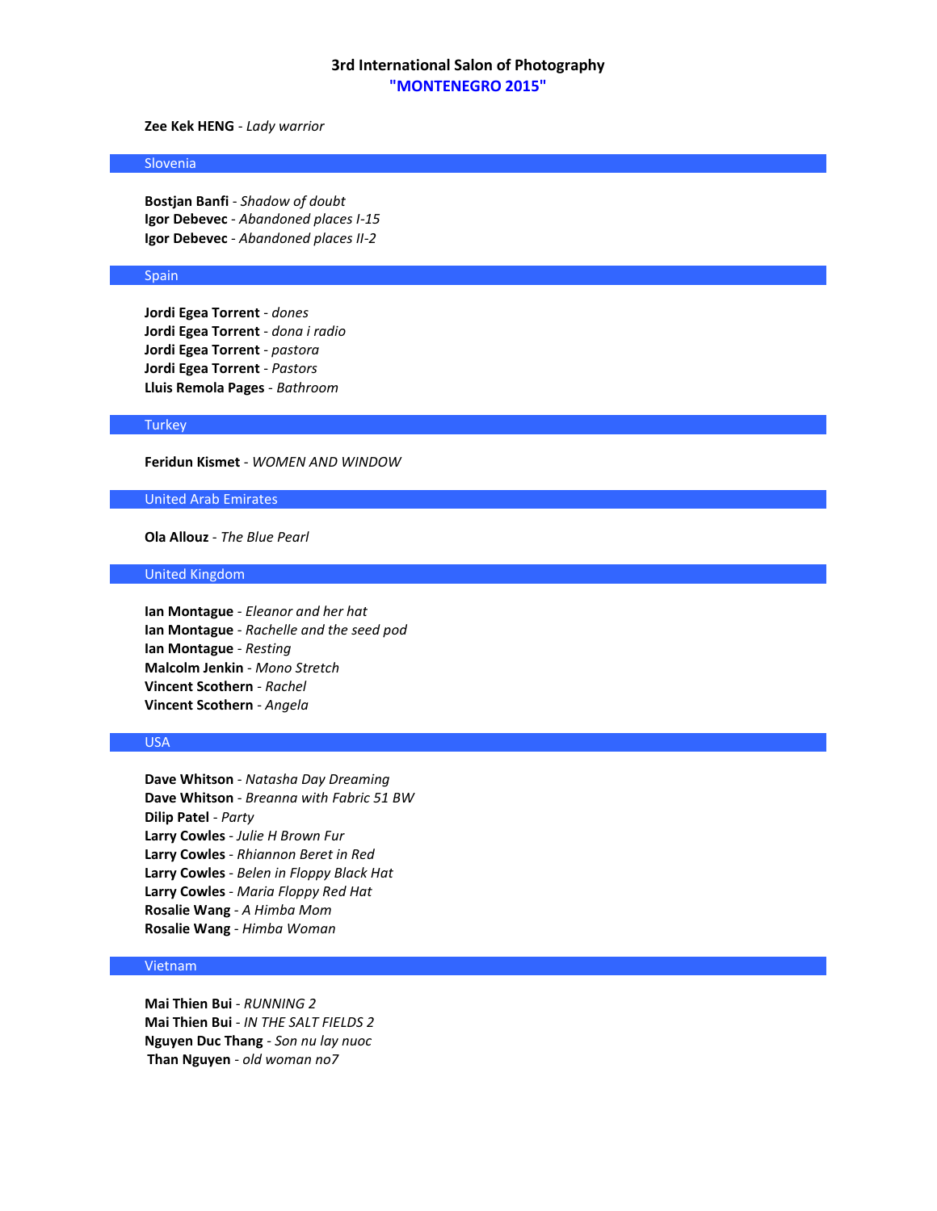**Zee Kek HENG** - *Lady warrior*

## Slovenia

**Bostjan Banfi** - *Shadow of doubt*
**Igor Debevec** - *Abandoned places I-15*
**Igor Debevec** - *Abandoned places II-2*

## Spain

**Jordi Egea Torrent** - *dones*
**Jordi Egea Torrent** - *dona i radio*
**Jordi Egea Torrent** - *pastora*
**Jordi Egea Torrent** - *Pastors*
**Lluis Remola Pages** - *Bathroom*

## Turkey

**Feridun Kismet** - *WOMEN AND WINDOW*

## United Arab Emirates

**Ola Allouz** - *The Blue Pearl*

## United Kingdom

**Ian Montague** - *Eleanor and her hat*
**Ian Montague** - *Rachelle and the seed pod*
**Ian Montague** - *Resting*
**Malcolm Jenkin** - *Mono Stretch*
**Vincent Scothern** - *Rachel*
**Vincent Scothern** - *Angela*

## USA

**Dave Whitson** - *Natasha Day Dreaming*
**Dave Whitson** - *Breanna with Fabric 51 BW*
**Dilip Patel** - *Party*
**Larry Cowles** - *Julie H Brown Fur*
**Larry Cowles** - *Rhiannon Beret in Red*
**Larry Cowles** - *Belen in Floppy Black Hat*
**Larry Cowles** - *Maria Floppy Red Hat*
**Rosalie Wang** - *A Himba Mom*
**Rosalie Wang** - *Himba Woman*

## Vietnam

**Mai Thien Bui** - *RUNNING 2*
**Mai Thien Bui** - *IN THE SALT FIELDS 2*
**Nguyen Duc Thang** - *Son nu lay nuoc*
**Than Nguyen** - *old woman no7*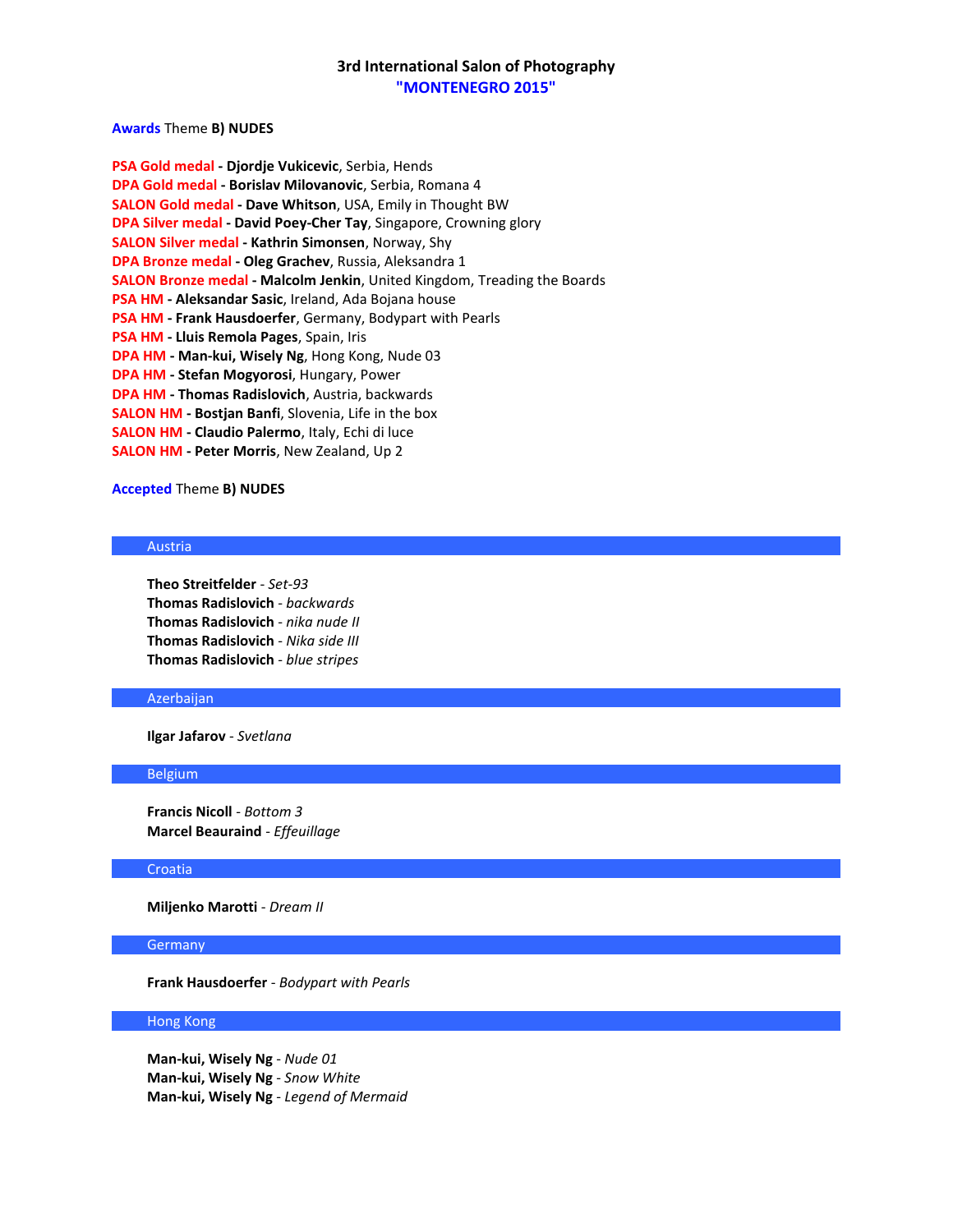# 3rd International Salon of Photography
## "MONTENEGRO 2015"

**Awards** Theme **B) NUDES**

**PSA Gold medal - Djordje Vukicevic**, Serbia, Hends
**DPA Gold medal - Borislav Milovanovic**, Serbia, Romana 4
**SALON Gold medal - Dave Whitson**, USA, Emily in Thought BW
**DPA Silver medal - David Poey-Cher Tay**, Singapore, Crowning glory
**SALON Silver medal - Kathrin Simonsen**, Norway, Shy
**DPA Bronze medal - Oleg Grachev**, Russia, Aleksandra 1
**SALON Bronze medal - Malcolm Jenkin**, United Kingdom, Treading the Boards
**PSA HM - Aleksandar Sasic**, Ireland, Ada Bojana house
**PSA HM - Frank Hausdoerfer**, Germany, Bodypart with Pearls
**PSA HM - Lluis Remola Pages**, Spain, Iris
**DPA HM - Man-kui, Wisely Ng**, Hong Kong, Nude 03
**DPA HM - Stefan Mogyorosi**, Hungary, Power
**DPA HM - Thomas Radislovich**, Austria, backwards
**SALON HM - Bostjan Banfi**, Slovenia, Life in the box
**SALON HM - Claudio Palermo**, Italy, Echi di luce
**SALON HM - Peter Morris**, New Zealand, Up 2

**Accepted** Theme **B) NUDES**

### Austria

**Theo Streitfelder** - *Set-93*
**Thomas Radislovich** - *backwards*
**Thomas Radislovich** - *nika nude II*
**Thomas Radislovich** - *Nika side III*
**Thomas Radislovich** - *blue stripes*

### Azerbaijan

**Ilgar Jafarov** - *Svetlana*

### Belgium

**Francis Nicoll** - *Bottom 3*
**Marcel Beauraind** - *Effeuillage*

### Croatia

**Miljenko Marotti** - *Dream II*

### Germany

**Frank Hausdoerfer** - *Bodypart with Pearls*

### Hong Kong

**Man-kui, Wisely Ng** - *Nude 01*
**Man-kui, Wisely Ng** - *Snow White*
**Man-kui, Wisely Ng** - *Legend of Mermaid*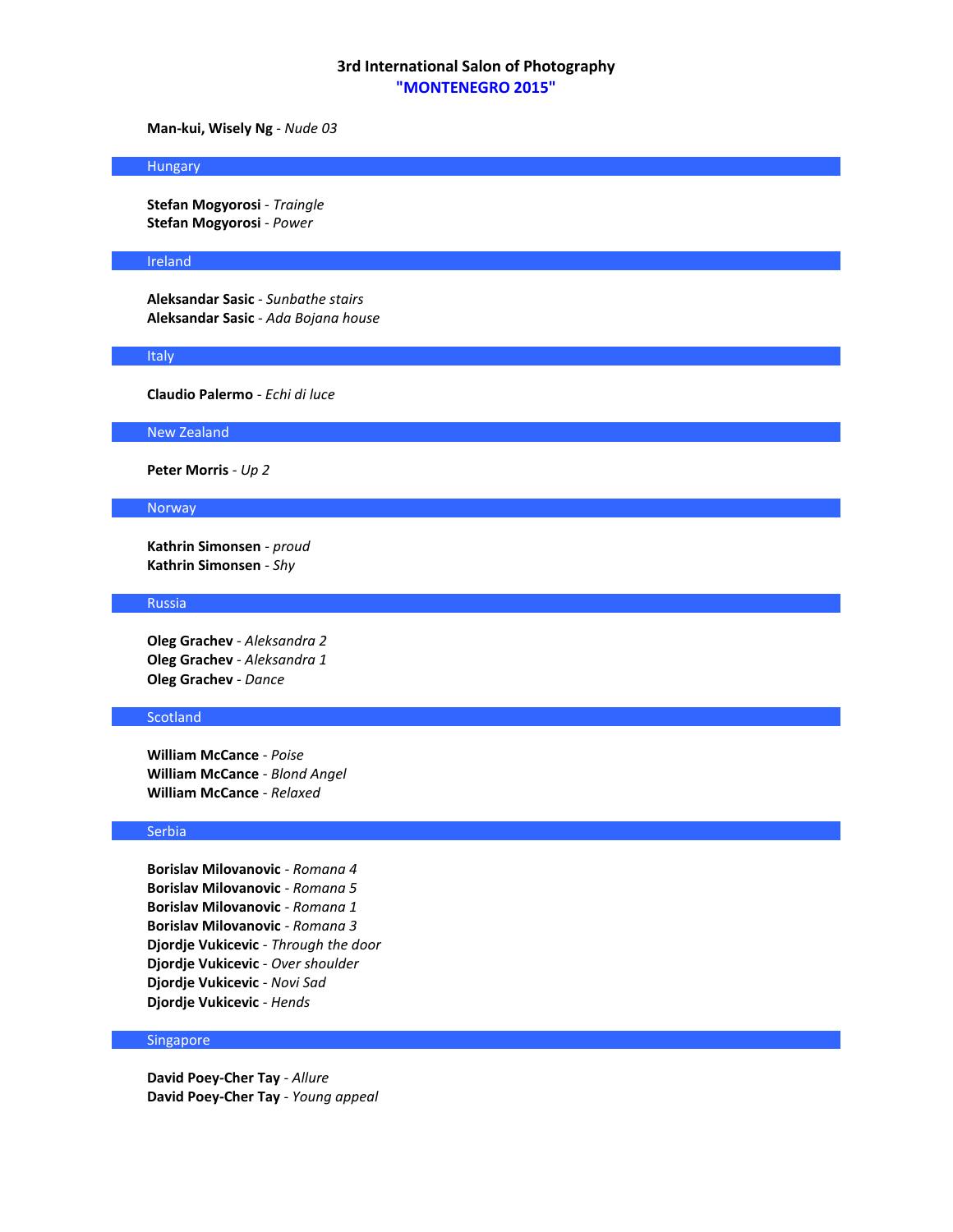# 3rd International Salon of Photography
## "MONTENEGRO 2015"

**Man-kui, Wisely Ng** - *Nude 03*

### Hungary

**Stefan Mogyorosi** - *Traingle*
**Stefan Mogyorosi** - *Power*

### Ireland

**Aleksandar Sasic** - *Sunbathe stairs*
**Aleksandar Sasic** - *Ada Bojana house*

### Italy

**Claudio Palermo** - *Echi di luce*

### New Zealand

**Peter Morris** - *Up 2*

### Norway

**Kathrin Simonsen** - *proud*
**Kathrin Simonsen** - *Shy*

### Russia

**Oleg Grachev** - *Aleksandra 2*
**Oleg Grachev** - *Aleksandra 1*
**Oleg Grachev** - *Dance*

### Scotland

**William McCance** - *Poise*
**William McCance** - *Blond Angel*
**William McCance** - *Relaxed*

### Serbia

**Borislav Milovanovic** - *Romana 4*
**Borislav Milovanovic** - *Romana 5*
**Borislav Milovanovic** - *Romana 1*
**Borislav Milovanovic** - *Romana 3*
**Djordje Vukicevic** - *Through the door*
**Djordje Vukicevic** - *Over shoulder*
**Djordje Vukicevic** - *Novi Sad*
**Djordje Vukicevic** - *Hends*

### Singapore

**David Poey-Cher Tay** - *Allure*
**David Poey-Cher Tay** - *Young appeal*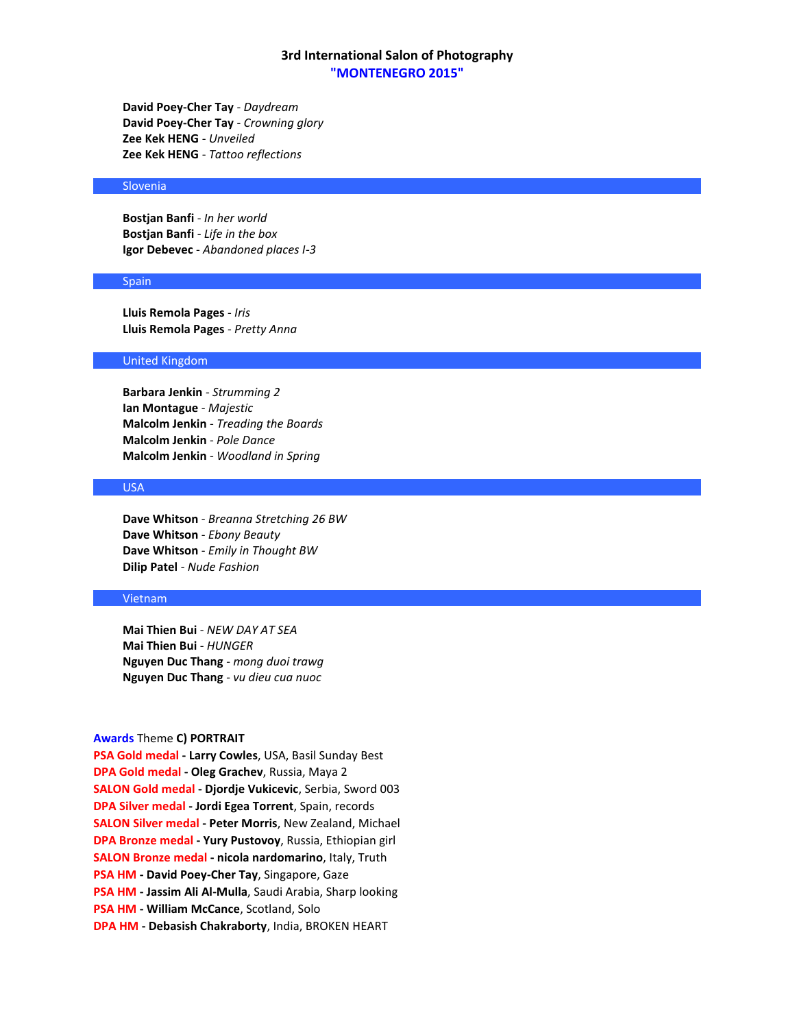**David Poey-Cher Tay** - *Daydream*
**David Poey-Cher Tay** - *Crowning glory*
**Zee Kek HENG** - *Unveiled*
**Zee Kek HENG** - *Tattoo reflections*

## Slovenia

**Bostjan Banfi** - *In her world*
**Bostjan Banfi** - *Life in the box*
**Igor Debevec** - *Abandoned places I-3*

## Spain

**Lluis Remola Pages** - *Iris*
**Lluis Remola Pages** - *Pretty Anna*

## United Kingdom

**Barbara Jenkin** - *Strumming 2*
**Ian Montague** - *Majestic*
**Malcolm Jenkin** - *Treading the Boards*
**Malcolm Jenkin** - *Pole Dance*
**Malcolm Jenkin** - *Woodland in Spring*

## USA

**Dave Whitson** - *Breanna Stretching 26 BW*
**Dave Whitson** - *Ebony Beauty*
**Dave Whitson** - *Emily in Thought BW*
**Dilip Patel** - *Nude Fashion*

## Vietnam

**Mai Thien Bui** - *NEW DAY AT SEA*
**Mai Thien Bui** - *HUNGER*
**Nguyen Duc Thang** - *mong duoi trawg*
**Nguyen Duc Thang** - *vu dieu cua nuoc*

Awards Theme **C) PORTRAIT**
PSA Gold medal **- Larry Cowles**, USA, Basil Sunday Best
DPA Gold medal **- Oleg Grachev**, Russia, Maya 2
SALON Gold medal **- Djordje Vukicevic**, Serbia, Sword 003
DPA Silver medal **- Jordi Egea Torrent**, Spain, records
SALON Silver medal **- Peter Morris**, New Zealand, Michael
DPA Bronze medal **- Yury Pustovoy**, Russia, Ethiopian girl
SALON Bronze medal **- nicola nardomarino**, Italy, Truth
PSA HM **- David Poey-Cher Tay**, Singapore, Gaze
PSA HM **- Jassim Ali Al-Mulla**, Saudi Arabia, Sharp looking
PSA HM **- William McCance**, Scotland, Solo
DPA HM **- Debasish Chakraborty**, India, BROKEN HEART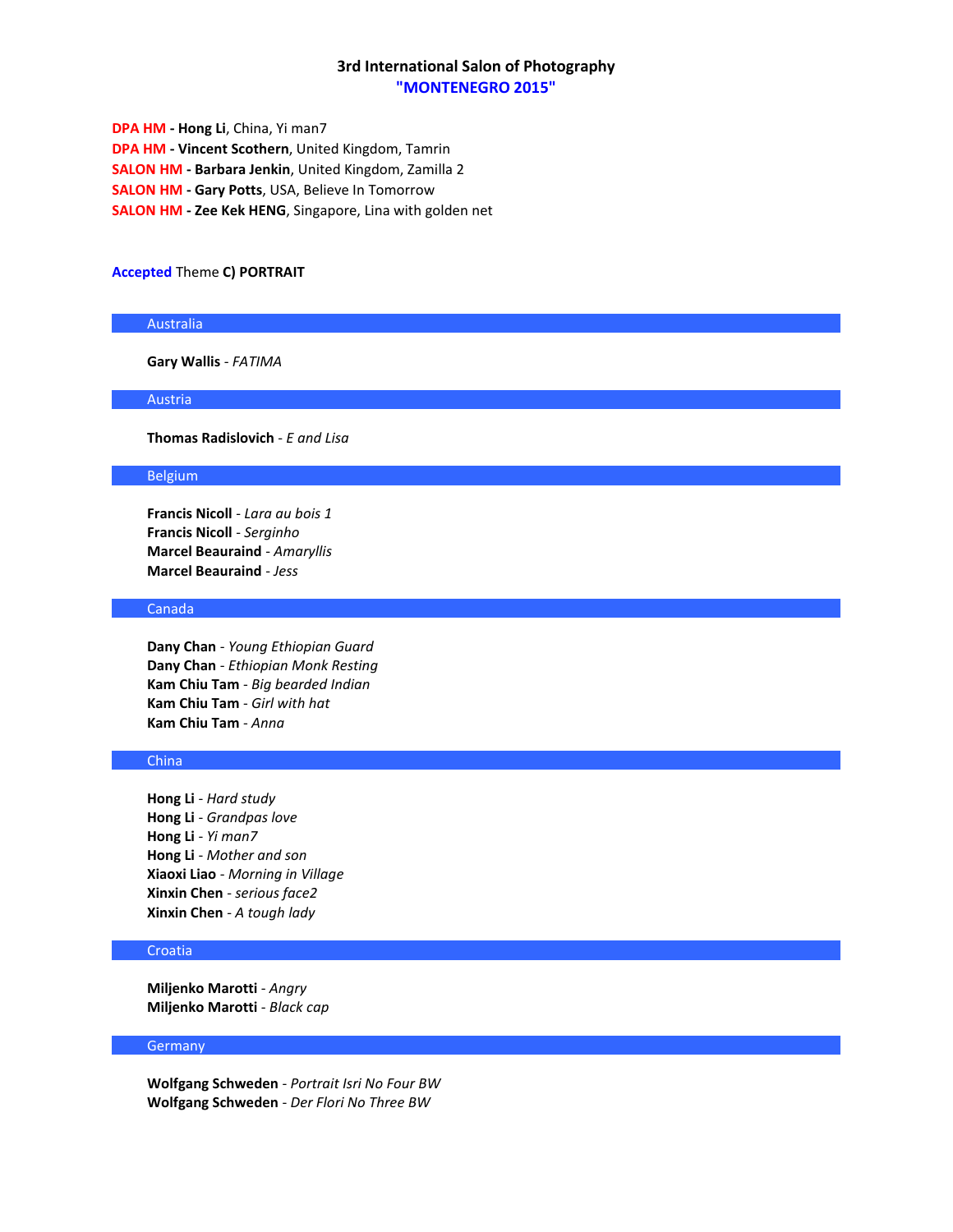### 3rd International Salon of Photography
### "MONTENEGRO 2015"

**DPA HM - Hong Li**, China, Yi man7
**DPA HM - Vincent Scothern**, United Kingdom, Tamrin
**SALON HM - Barbara Jenkin**, United Kingdom, Zamilla 2
**SALON HM - Gary Potts**, USA, Believe In Tomorrow
**SALON HM - Zee Kek HENG**, Singapore, Lina with golden net

## Accepted Theme **C) PORTRAIT**

### Australia

**Gary Wallis** - *FATIMA*

### Austria

**Thomas Radislovich** - *E and Lisa*

### Belgium

**Francis Nicoll** - *Lara au bois 1*
**Francis Nicoll** - *Serginho*
**Marcel Beauraind** - *Amaryllis*
**Marcel Beauraind** - *Jess*

### Canada

**Dany Chan** - *Young Ethiopian Guard*
**Dany Chan** - *Ethiopian Monk Resting*
**Kam Chiu Tam** - *Big bearded Indian*
**Kam Chiu Tam** - *Girl with hat*
**Kam Chiu Tam** - *Anna*

### China

**Hong Li** - *Hard study*
**Hong Li** - *Grandpas love*
**Hong Li** - *Yi man7*
**Hong Li** - *Mother and son*
**Xiaoxi Liao** - *Morning in Village*
**Xinxin Chen** - *serious face2*
**Xinxin Chen** - *A tough lady*

### Croatia

**Miljenko Marotti** - *Angry*
**Miljenko Marotti** - *Black cap*

### Germany

**Wolfgang Schweden** - *Portrait Isri No Four BW*
**Wolfgang Schweden** - *Der Flori No Three BW*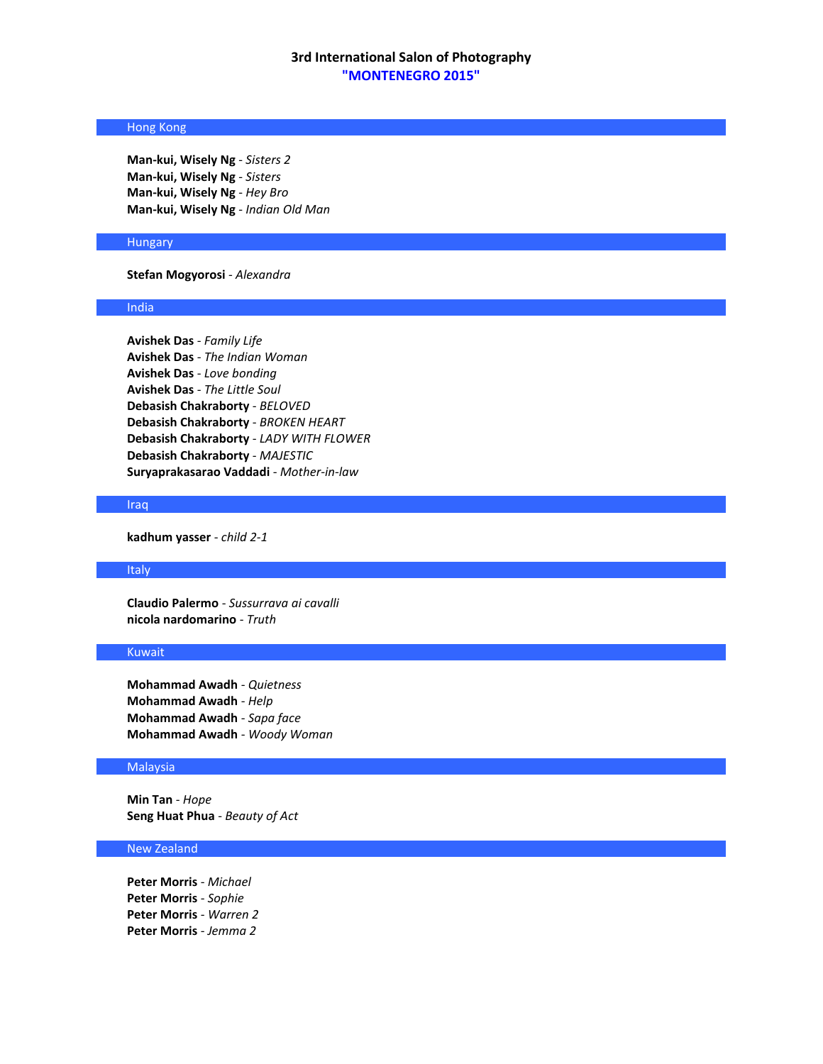# 3rd International Salon of Photography
## "MONTENEGRO 2015"

### Hong Kong

**Man-kui, Wisely Ng** - *Sisters 2*
**Man-kui, Wisely Ng** - *Sisters*
**Man-kui, Wisely Ng** - *Hey Bro*
**Man-kui, Wisely Ng** - *Indian Old Man*

### Hungary

**Stefan Mogyorosi** - *Alexandra*

### India

**Avishek Das** - *Family Life*
**Avishek Das** - *The Indian Woman*
**Avishek Das** - *Love bonding*
**Avishek Das** - *The Little Soul*
**Debasish Chakraborty** - *BELOVED*
**Debasish Chakraborty** - *BROKEN HEART*
**Debasish Chakraborty** - *LADY WITH FLOWER*
**Debasish Chakraborty** - *MAJESTIC*
**Suryaprakasarao Vaddadi** - *Mother-in-law*

### Iraq

**kadhum yasser** - *child 2-1*

### Italy

**Claudio Palermo** - *Sussurrava ai cavalli*
**nicola nardomarino** - *Truth*

### Kuwait

**Mohammad Awadh** - *Quietness*
**Mohammad Awadh** - *Help*
**Mohammad Awadh** - *Sapa face*
**Mohammad Awadh** - *Woody Woman*

### Malaysia

**Min Tan** - *Hope*
**Seng Huat Phua** - *Beauty of Act*

### New Zealand

**Peter Morris** - *Michael*
**Peter Morris** - *Sophie*
**Peter Morris** - *Warren 2*
**Peter Morris** - *Jemma 2*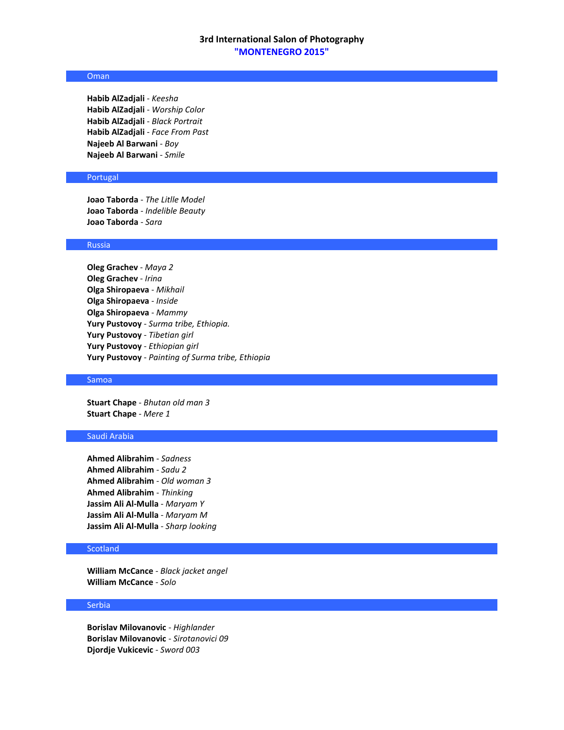### 3rd International Salon of Photography
### "MONTENEGRO 2015"

## Oman

**Habib AlZadjali** - *Keesha*
**Habib AlZadjali** - *Worship Color*
**Habib AlZadjali** - *Black Portrait*
**Habib AlZadjali** - *Face From Past*
**Najeeb Al Barwani** - *Boy*
**Najeeb Al Barwani** - *Smile*

## Portugal

**Joao Taborda** - *The Litlle Model*
**Joao Taborda** - *Indelible Beauty*
**Joao Taborda** - *Sara*

## Russia

**Oleg Grachev** - *Maya 2*
**Oleg Grachev** - *Irina*
**Olga Shiropaeva** - *Mikhail*
**Olga Shiropaeva** - *Inside*
**Olga Shiropaeva** - *Mammy*
**Yury Pustovoy** - *Surma tribe, Ethiopia.*
**Yury Pustovoy** - *Tibetian girl*
**Yury Pustovoy** - *Ethiopian girl*
**Yury Pustovoy** - *Painting of Surma tribe, Ethiopia*

## Samoa

**Stuart Chape** - *Bhutan old man 3*
**Stuart Chape** - *Mere 1*

## Saudi Arabia

**Ahmed Alibrahim** - *Sadness*
**Ahmed Alibrahim** - *Sadu 2*
**Ahmed Alibrahim** - *Old woman 3*
**Ahmed Alibrahim** - *Thinking*
**Jassim Ali Al-Mulla** - *Maryam Y*
**Jassim Ali Al-Mulla** - *Maryam M*
**Jassim Ali Al-Mulla** - *Sharp looking*

## Scotland

**William McCance** - *Black jacket angel*
**William McCance** - *Solo*

## Serbia

**Borislav Milovanovic** - *Highlander*
**Borislav Milovanovic** - *Sirotanovici 09*
**Djordje Vukicevic** - *Sword 003*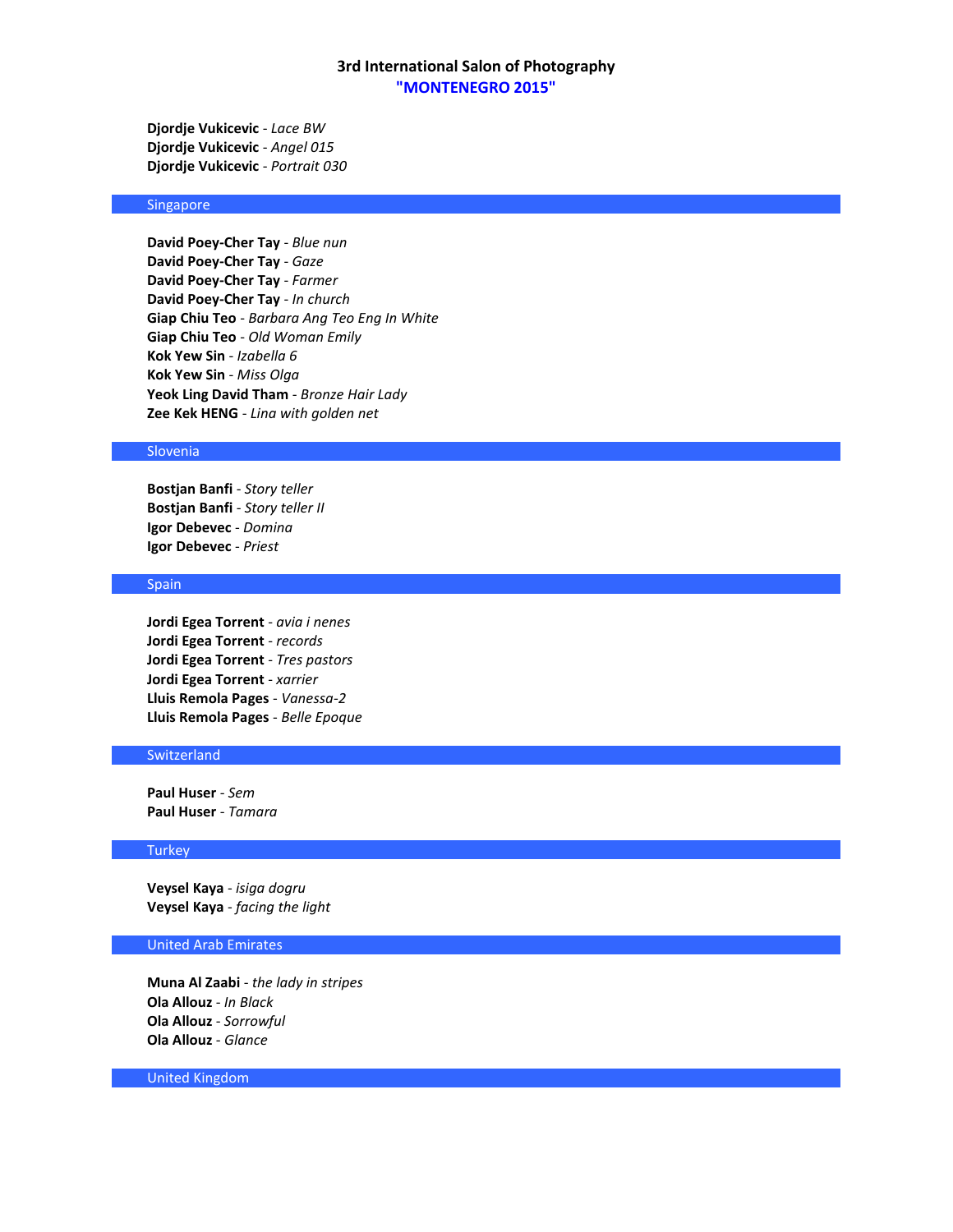**Djordje Vukicevic** - *Lace BW*
**Djordje Vukicevic** - *Angel 015*
**Djordje Vukicevic** - *Portrait 030*

## Singapore

**David Poey-Cher Tay** - *Blue nun*
**David Poey-Cher Tay** - *Gaze*
**David Poey-Cher Tay** - *Farmer*
**David Poey-Cher Tay** - *In church*
**Giap Chiu Teo** - *Barbara Ang Teo Eng In White*
**Giap Chiu Teo** - *Old Woman Emily*
**Kok Yew Sin** - *Izabella 6*
**Kok Yew Sin** - *Miss Olga*
**Yeok Ling David Tham** - *Bronze Hair Lady*
**Zee Kek HENG** - *Lina with golden net*

## Slovenia

**Bostjan Banfi** - *Story teller*
**Bostjan Banfi** - *Story teller II*
**Igor Debevec** - *Domina*
**Igor Debevec** - *Priest*

## Spain

**Jordi Egea Torrent** - *avia i nenes*
**Jordi Egea Torrent** - *records*
**Jordi Egea Torrent** - *Tres pastors*
**Jordi Egea Torrent** - *xarrier*
**Lluis Remola Pages** - *Vanessa-2*
**Lluis Remola Pages** - *Belle Epoque*

## Switzerland

**Paul Huser** - *Sem*
**Paul Huser** - *Tamara*

## Turkey

**Veysel Kaya** - *isiga dogru*
**Veysel Kaya** - *facing the light*

## United Arab Emirates

**Muna Al Zaabi** - *the lady in stripes*
**Ola Allouz** - *In Black*
**Ola Allouz** - *Sorrowful*
**Ola Allouz** - *Glance*

## United Kingdom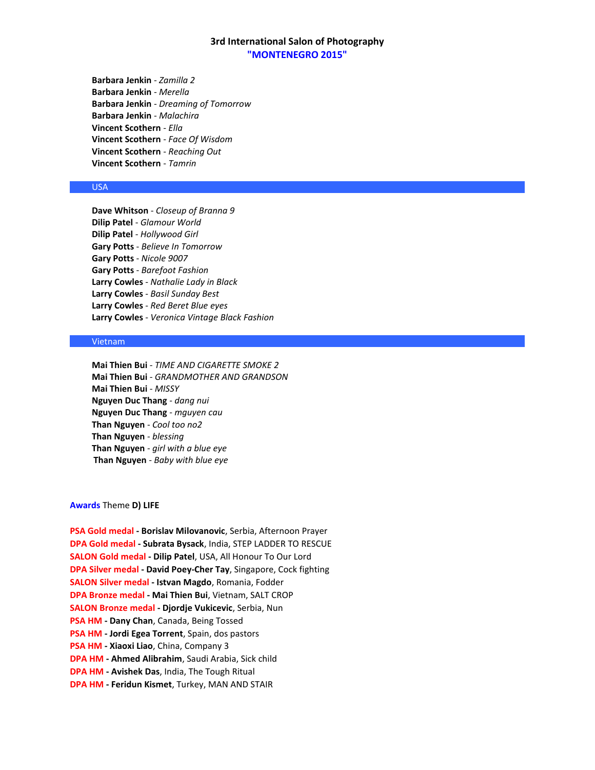**Barbara Jenkin** - *Zamilla 2*
**Barbara Jenkin** - *Merella*
**Barbara Jenkin** - *Dreaming of Tomorrow*
**Barbara Jenkin** - *Malachira*
**Vincent Scothern** - *Ella*
**Vincent Scothern** - *Face Of Wisdom*
**Vincent Scothern** - *Reaching Out*
**Vincent Scothern** - *Tamrin*

## USA

**Dave Whitson** - *Closeup of Branna 9*
**Dilip Patel** - *Glamour World*
**Dilip Patel** - *Hollywood Girl*
**Gary Potts** - *Believe In Tomorrow*
**Gary Potts** - *Nicole 9007*
**Gary Potts** - *Barefoot Fashion*
**Larry Cowles** - *Nathalie Lady in Black*
**Larry Cowles** - *Basil Sunday Best*
**Larry Cowles** - *Red Beret Blue eyes*
**Larry Cowles** - *Veronica Vintage Black Fashion*

## Vietnam

**Mai Thien Bui** - *TIME AND CIGARETTE SMOKE 2*
**Mai Thien Bui** - *GRANDMOTHER AND GRANDSON*
**Mai Thien Bui** - *MISSY*
**Nguyen Duc Thang** - *dang nui*
**Nguyen Duc Thang** - *mguyen cau*
**Than Nguyen** - *Cool too no2*
**Than Nguyen** - *blessing*
**Than Nguyen** - *girl with a blue eye*
**Than Nguyen** - *Baby with blue eye*

**Awards** Theme **D) LIFE**

**PSA Gold medal - Borislav Milovanovic**, Serbia, Afternoon Prayer
**DPA Gold medal - Subrata Bysack**, India, STEP LADDER TO RESCUE
**SALON Gold medal - Dilip Patel**, USA, All Honour To Our Lord
**DPA Silver medal - David Poey-Cher Tay**, Singapore, Cock fighting
**SALON Silver medal - Istvan Magdo**, Romania, Fodder
**DPA Bronze medal - Mai Thien Bui**, Vietnam, SALT CROP
**SALON Bronze medal - Djordje Vukicevic**, Serbia, Nun
**PSA HM - Dany Chan**, Canada, Being Tossed
**PSA HM - Jordi Egea Torrent**, Spain, dos pastors
**PSA HM - Xiaoxi Liao**, China, Company 3
**DPA HM - Ahmed Alibrahim**, Saudi Arabia, Sick child
**DPA HM - Avishek Das**, India, The Tough Ritual
**DPA HM - Feridun Kismet**, Turkey, MAN AND STAIR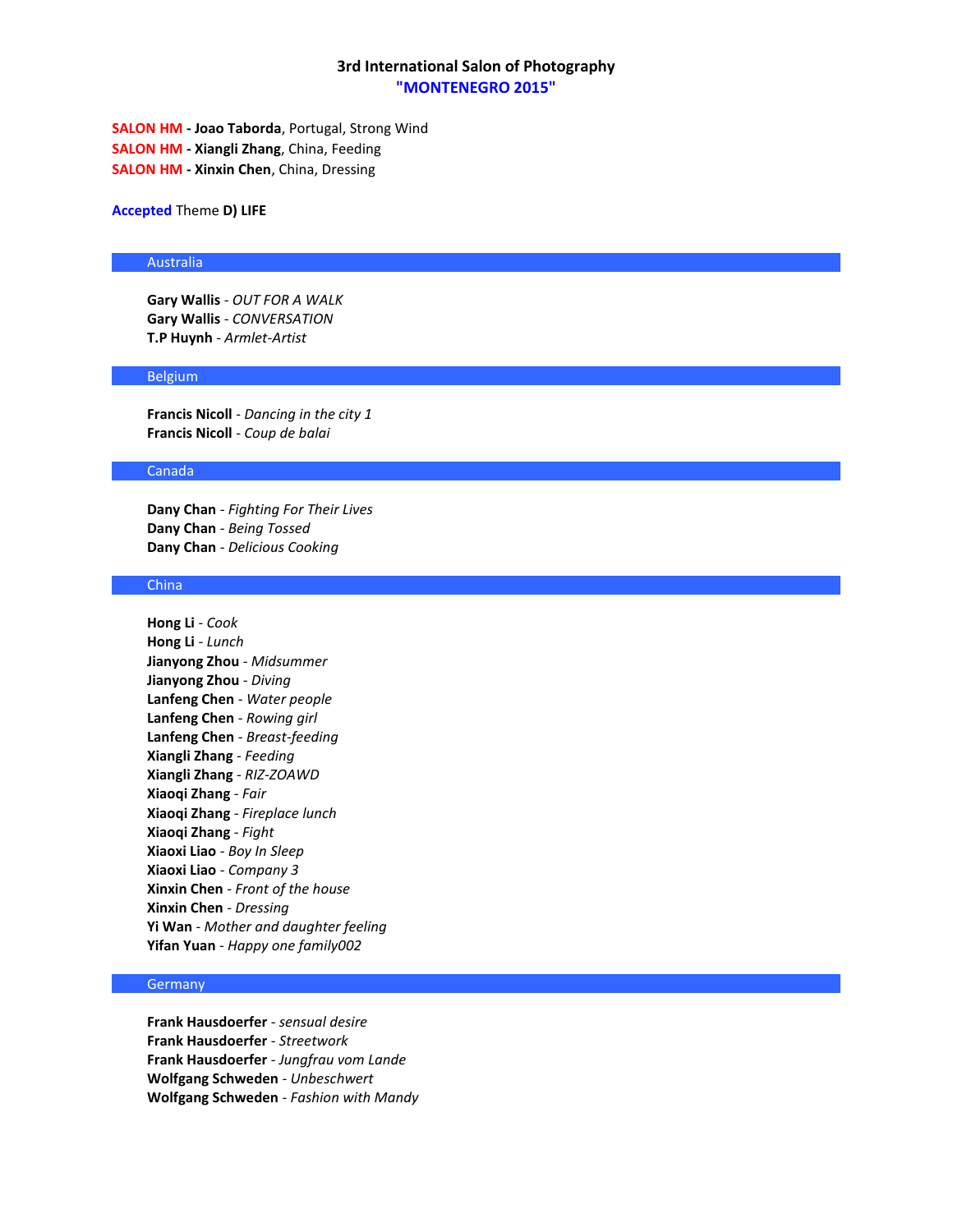# 3rd International Salon of Photography
## "MONTENEGRO 2015"

**SALON HM - Joao Taborda**, Portugal, Strong Wind
**SALON HM - Xiangli Zhang**, China, Feeding
**SALON HM - Xinxin Chen**, China, Dressing

**Accepted** Theme **D) LIFE**

### Australia

**Gary Wallis** - *OUT FOR A WALK*
**Gary Wallis** - *CONVERSATION*
**T.P Huynh** - *Armlet-Artist*

### Belgium

**Francis Nicoll** - *Dancing in the city 1*
**Francis Nicoll** - *Coup de balai*

### Canada

**Dany Chan** - *Fighting For Their Lives*
**Dany Chan** - *Being Tossed*
**Dany Chan** - *Delicious Cooking*

### China

**Hong Li** - *Cook*
**Hong Li** - *Lunch*
**Jianyong Zhou** - *Midsummer*
**Jianyong Zhou** - *Diving*
**Lanfeng Chen** - *Water people*
**Lanfeng Chen** - *Rowing girl*
**Lanfeng Chen** - *Breast-feeding*
**Xiangli Zhang** - *Feeding*
**Xiangli Zhang** - *RIZ-ZOAWD*
**Xiaoqi Zhang** - *Fair*
**Xiaoqi Zhang** - *Fireplace lunch*
**Xiaoqi Zhang** - *Fight*
**Xiaoxi Liao** - *Boy In Sleep*
**Xiaoxi Liao** - *Company 3*
**Xinxin Chen** - *Front of the house*
**Xinxin Chen** - *Dressing*
**Yi Wan** - *Mother and daughter feeling*
**Yifan Yuan** - *Happy one family002*

### Germany

**Frank Hausdoerfer** - *sensual desire*
**Frank Hausdoerfer** - *Streetwork*
**Frank Hausdoerfer** - *Jungfrau vom Lande*
**Wolfgang Schweden** - *Unbeschwert*
**Wolfgang Schweden** - *Fashion with Mandy*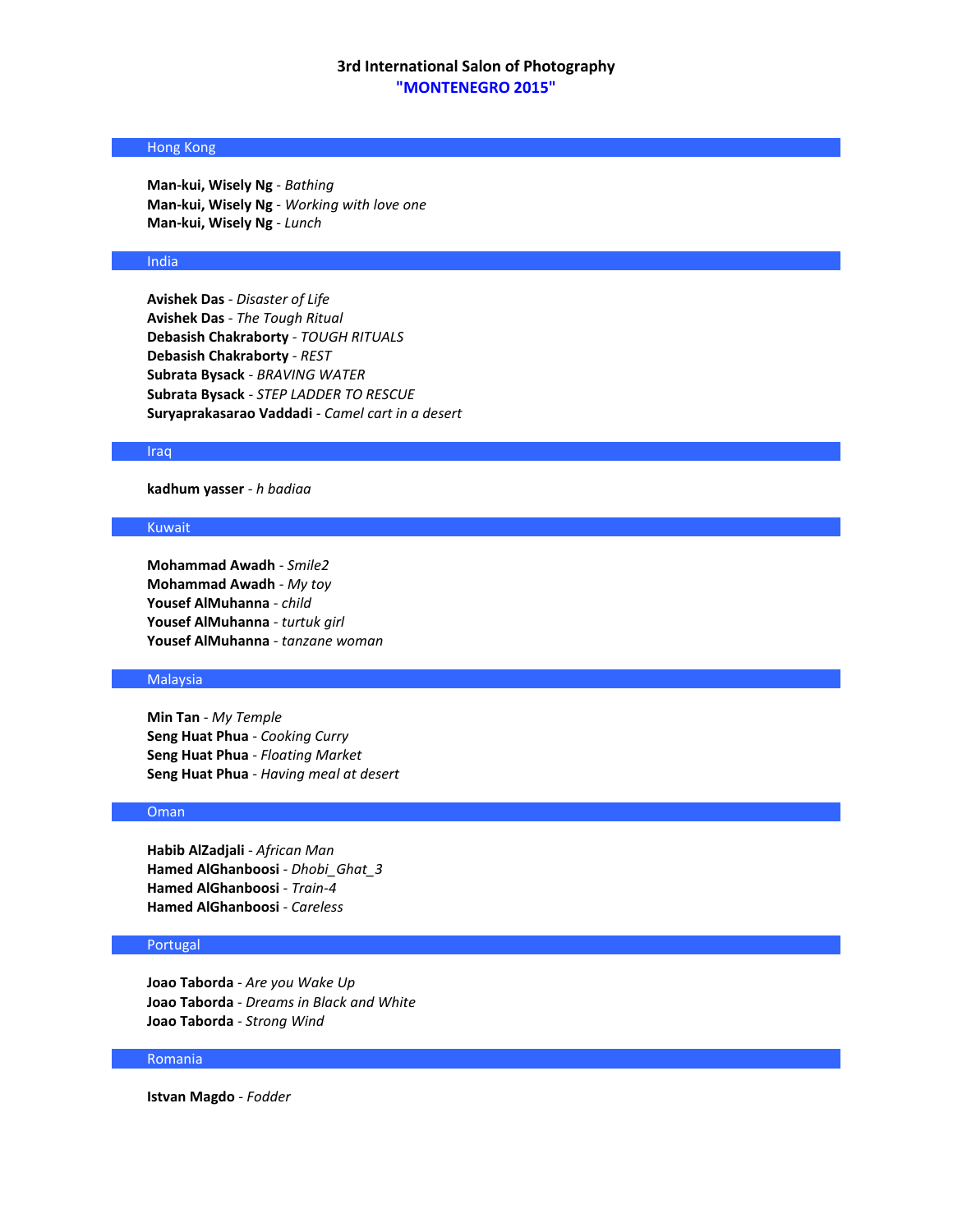### 3rd International Salon of Photography
### "MONTENEGRO 2015"

## Hong Kong

**Man-kui, Wisely Ng** - *Bathing*
**Man-kui, Wisely Ng** - *Working with love one*
**Man-kui, Wisely Ng** - *Lunch*

## India

**Avishek Das** - *Disaster of Life*
**Avishek Das** - *The Tough Ritual*
**Debasish Chakraborty** - *TOUGH RITUALS*
**Debasish Chakraborty** - *REST*
**Subrata Bysack** - *BRAVING WATER*
**Subrata Bysack** - *STEP LADDER TO RESCUE*
**Suryaprakasarao Vaddadi** - *Camel cart in a desert*

## Iraq

**kadhum yasser** - *h badiaa*

## Kuwait

**Mohammad Awadh** - *Smile2*
**Mohammad Awadh** - *My toy*
**Yousef AlMuhanna** - *child*
**Yousef AlMuhanna** - *turtuk girl*
**Yousef AlMuhanna** - *tanzane woman*

## Malaysia

**Min Tan** - *My Temple*
**Seng Huat Phua** - *Cooking Curry*
**Seng Huat Phua** - *Floating Market*
**Seng Huat Phua** - *Having meal at desert*

## Oman

**Habib AlZadjali** - *African Man*
**Hamed AlGhanboosi** - *Dhobi_Ghat_3*
**Hamed AlGhanboosi** - *Train-4*
**Hamed AlGhanboosi** - *Careless*

## Portugal

**Joao Taborda** - *Are you Wake Up*
**Joao Taborda** - *Dreams in Black and White*
**Joao Taborda** - *Strong Wind*

## Romania

**Istvan Magdo** - *Fodder*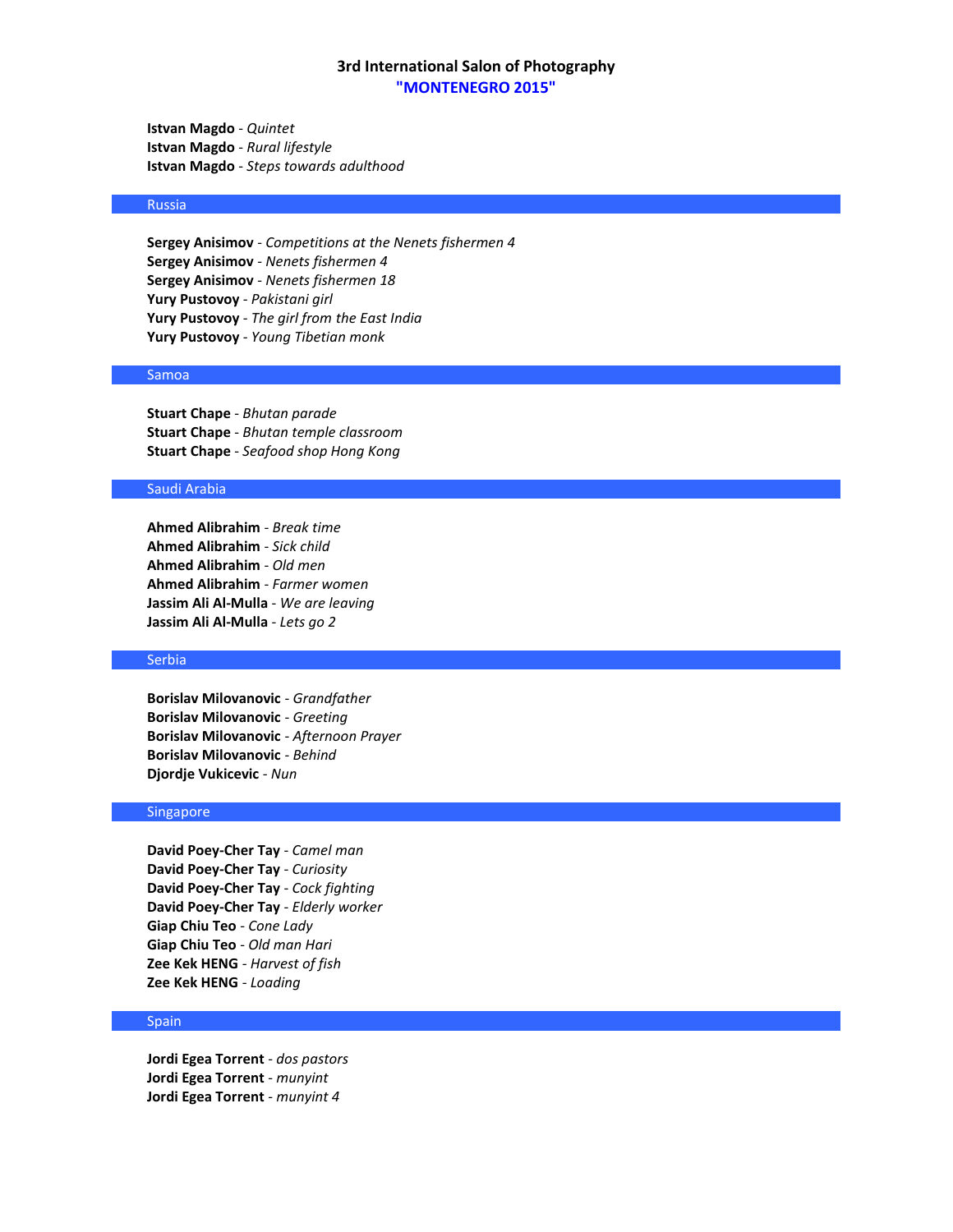**Istvan Magdo** - *Quintet*
**Istvan Magdo** - *Rural lifestyle*
**Istvan Magdo** - *Steps towards adulthood*

## Russia

**Sergey Anisimov** - *Competitions at the Nenets fishermen 4*
**Sergey Anisimov** - *Nenets fishermen 4*
**Sergey Anisimov** - *Nenets fishermen 18*
**Yury Pustovoy** - *Pakistani girl*
**Yury Pustovoy** - *The girl from the East India*
**Yury Pustovoy** - *Young Tibetian monk*

## Samoa

**Stuart Chape** - *Bhutan parade*
**Stuart Chape** - *Bhutan temple classroom*
**Stuart Chape** - *Seafood shop Hong Kong*

## Saudi Arabia

**Ahmed Alibrahim** - *Break time*
**Ahmed Alibrahim** - *Sick child*
**Ahmed Alibrahim** - *Old men*
**Ahmed Alibrahim** - *Farmer women*
**Jassim Ali Al-Mulla** - *We are leaving*
**Jassim Ali Al-Mulla** - *Lets go 2*

## Serbia

**Borislav Milovanovic** - *Grandfather*
**Borislav Milovanovic** - *Greeting*
**Borislav Milovanovic** - *Afternoon Prayer*
**Borislav Milovanovic** - *Behind*
**Djordje Vukicevic** - *Nun*

## Singapore

**David Poey-Cher Tay** - *Camel man*
**David Poey-Cher Tay** - *Curiosity*
**David Poey-Cher Tay** - *Cock fighting*
**David Poey-Cher Tay** - *Elderly worker*
**Giap Chiu Teo** - *Cone Lady*
**Giap Chiu Teo** - *Old man Hari*
**Zee Kek HENG** - *Harvest of fish*
**Zee Kek HENG** - *Loading*

## Spain

**Jordi Egea Torrent** - *dos pastors*
**Jordi Egea Torrent** - *munyint*
**Jordi Egea Torrent** - *munyint 4*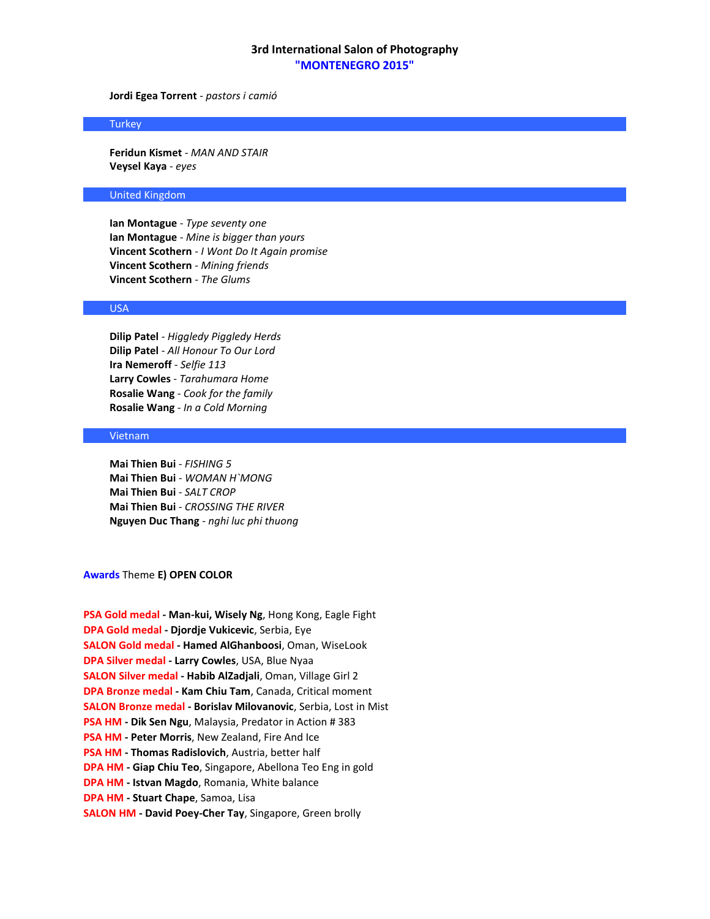**Jordi Egea Torrent** - *pastors i camió*

## Turkey

**Feridun Kismet** - *MAN AND STAIR*
**Veysel Kaya** - *eyes*

## United Kingdom

**Ian Montague** - *Type seventy one*
**Ian Montague** - *Mine is bigger than yours*
**Vincent Scothern** - *I Wont Do It Again promise*
**Vincent Scothern** - *Mining friends*
**Vincent Scothern** - *The Glums*

## USA

**Dilip Patel** - *Higgledy Piggledy Herds*
**Dilip Patel** - *All Honour To Our Lord*
**Ira Nemeroff** - *Selfie 113*
**Larry Cowles** - *Tarahumara Home*
**Rosalie Wang** - *Cook for the family*
**Rosalie Wang** - *In a Cold Morning*

## Vietnam

**Mai Thien Bui** - *FISHING 5*
**Mai Thien Bui** - *WOMAN H`MONG*
**Mai Thien Bui** - *SALT CROP*
**Mai Thien Bui** - *CROSSING THE RIVER*
**Nguyen Duc Thang** - *nghi luc phi thuong*

## Awards Theme **E) OPEN COLOR**

**PSA Gold medal - Man-kui, Wisely Ng**, Hong Kong, Eagle Fight
**DPA Gold medal - Djordje Vukicevic**, Serbia, Eye
**SALON Gold medal - Hamed AlGhanboosi**, Oman, WiseLook
**DPA Silver medal - Larry Cowles**, USA, Blue Nyaa
**SALON Silver medal - Habib AlZadjali**, Oman, Village Girl 2
**DPA Bronze medal - Kam Chiu Tam**, Canada, Critical moment
**SALON Bronze medal - Borislav Milovanovic**, Serbia, Lost in Mist
**PSA HM - Dik Sen Ngu**, Malaysia, Predator in Action # 383
**PSA HM - Peter Morris**, New Zealand, Fire And Ice
**PSA HM - Thomas Radislovich**, Austria, better half
**DPA HM - Giap Chiu Teo**, Singapore, Abellona Teo Eng in gold
**DPA HM - Istvan Magdo**, Romania, White balance
**DPA HM - Stuart Chape**, Samoa, Lisa
**SALON HM - David Poey-Cher Tay**, Singapore, Green brolly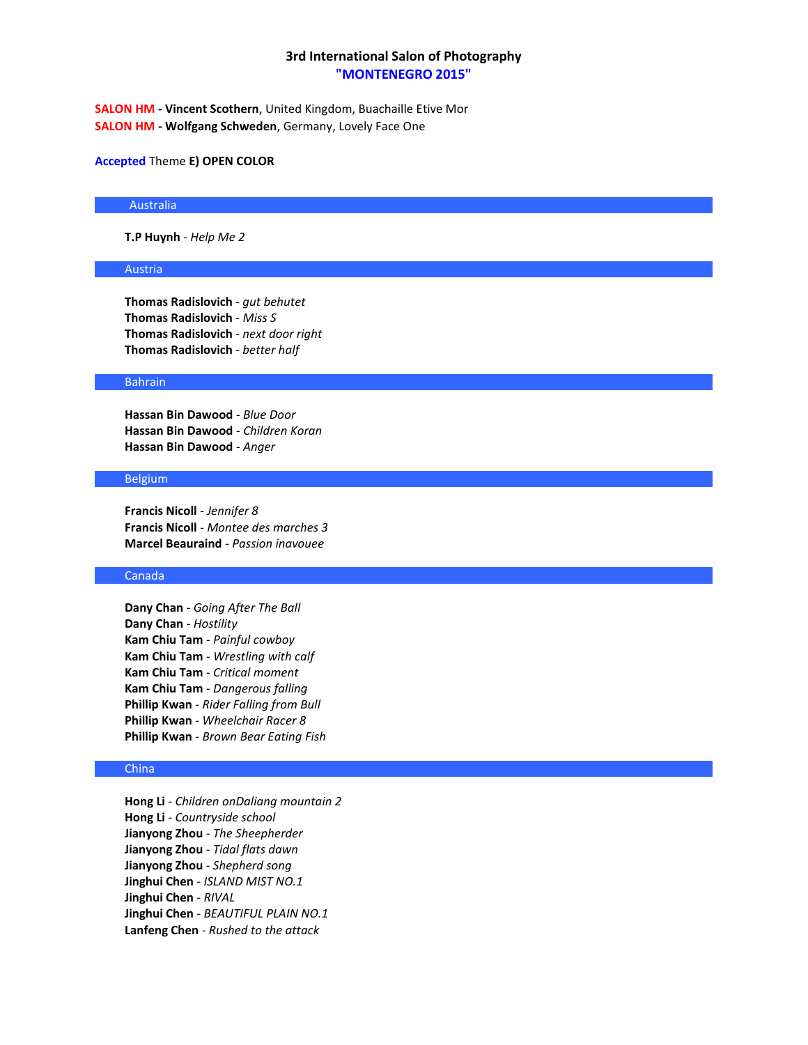## 3rd International Salon of Photography
## "MONTENEGRO 2015"

SALON HM - **Vincent Scothern**, United Kingdom, Buachaille Etive Mor
SALON HM - **Wolfgang Schweden**, Germany, Lovely Face One

Accepted Theme **E) OPEN COLOR**

### Australia

**T.P Huynh** - *Help Me 2*

### Austria

**Thomas Radislovich** - *gut behutet*
**Thomas Radislovich** - *Miss S*
**Thomas Radislovich** - *next door right*
**Thomas Radislovich** - *better half*

### Bahrain

**Hassan Bin Dawood** - *Blue Door*
**Hassan Bin Dawood** - *Children Koran*
**Hassan Bin Dawood** - *Anger*

### Belgium

**Francis Nicoll** - *Jennifer 8*
**Francis Nicoll** - *Montee des marches 3*
**Marcel Beauraind** - *Passion inavouee*

### Canada

**Dany Chan** - *Going After The Ball*
**Dany Chan** - *Hostility*
**Kam Chiu Tam** - *Painful cowboy*
**Kam Chiu Tam** - *Wrestling with calf*
**Kam Chiu Tam** - *Critical moment*
**Kam Chiu Tam** - *Dangerous falling*
**Phillip Kwan** - *Rider Falling from Bull*
**Phillip Kwan** - *Wheelchair Racer 8*
**Phillip Kwan** - *Brown Bear Eating Fish*

### China

**Hong Li** - *Children onDaliang mountain 2*
**Hong Li** - *Countryside school*
**Jianyong Zhou** - *The Sheepherder*
**Jianyong Zhou** - *Tidal flats dawn*
**Jianyong Zhou** - *Shepherd song*
**Jinghui Chen** - *ISLAND MIST NO.1*
**Jinghui Chen** - *RIVAL*
**Jinghui Chen** - *BEAUTIFUL PLAIN NO.1*
**Lanfeng Chen** - *Rushed to the attack*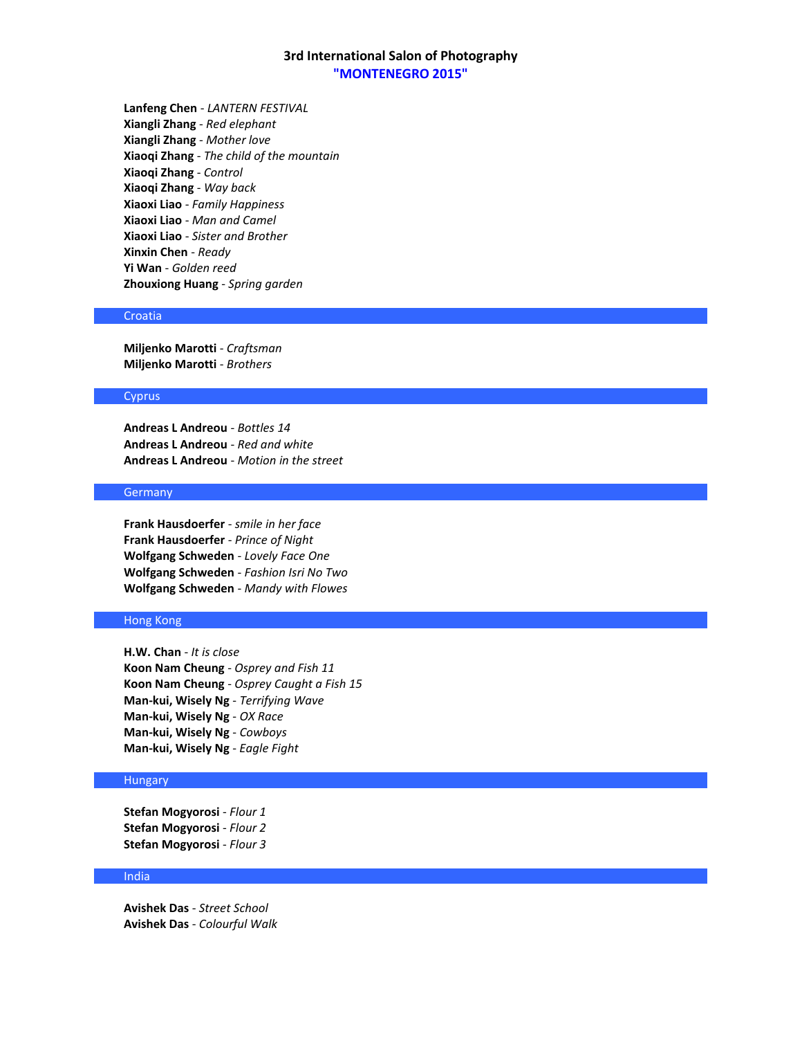# 3rd International Salon of Photography
## "MONTENEGRO 2015"

**Lanfeng Chen** - *LANTERN FESTIVAL*
**Xiangli Zhang** - *Red elephant*
**Xiangli Zhang** - *Mother love*
**Xiaoqi Zhang** - *The child of the mountain*
**Xiaoqi Zhang** - *Control*
**Xiaoqi Zhang** - *Way back*
**Xiaoxi Liao** - *Family Happiness*
**Xiaoxi Liao** - *Man and Camel*
**Xiaoxi Liao** - *Sister and Brother*
**Xinxin Chen** - *Ready*
**Yi Wan** - *Golden reed*
**Zhouxiong Huang** - *Spring garden*

### Croatia

**Miljenko Marotti** - *Craftsman*
**Miljenko Marotti** - *Brothers*

### Cyprus

**Andreas L Andreou** - *Bottles 14*
**Andreas L Andreou** - *Red and white*
**Andreas L Andreou** - *Motion in the street*

### Germany

**Frank Hausdoerfer** - *smile in her face*
**Frank Hausdoerfer** - *Prince of Night*
**Wolfgang Schweden** - *Lovely Face One*
**Wolfgang Schweden** - *Fashion Isri No Two*
**Wolfgang Schweden** - *Mandy with Flowes*

### Hong Kong

**H.W. Chan** - *It is close*
**Koon Nam Cheung** - *Osprey and Fish 11*
**Koon Nam Cheung** - *Osprey Caught a Fish 15*
**Man-kui, Wisely Ng** - *Terrifying Wave*
**Man-kui, Wisely Ng** - *OX Race*
**Man-kui, Wisely Ng** - *Cowboys*
**Man-kui, Wisely Ng** - *Eagle Fight*

### Hungary

**Stefan Mogyorosi** - *Flour 1*
**Stefan Mogyorosi** - *Flour 2*
**Stefan Mogyorosi** - *Flour 3*

### India

**Avishek Das** - *Street School*
**Avishek Das** - *Colourful Walk*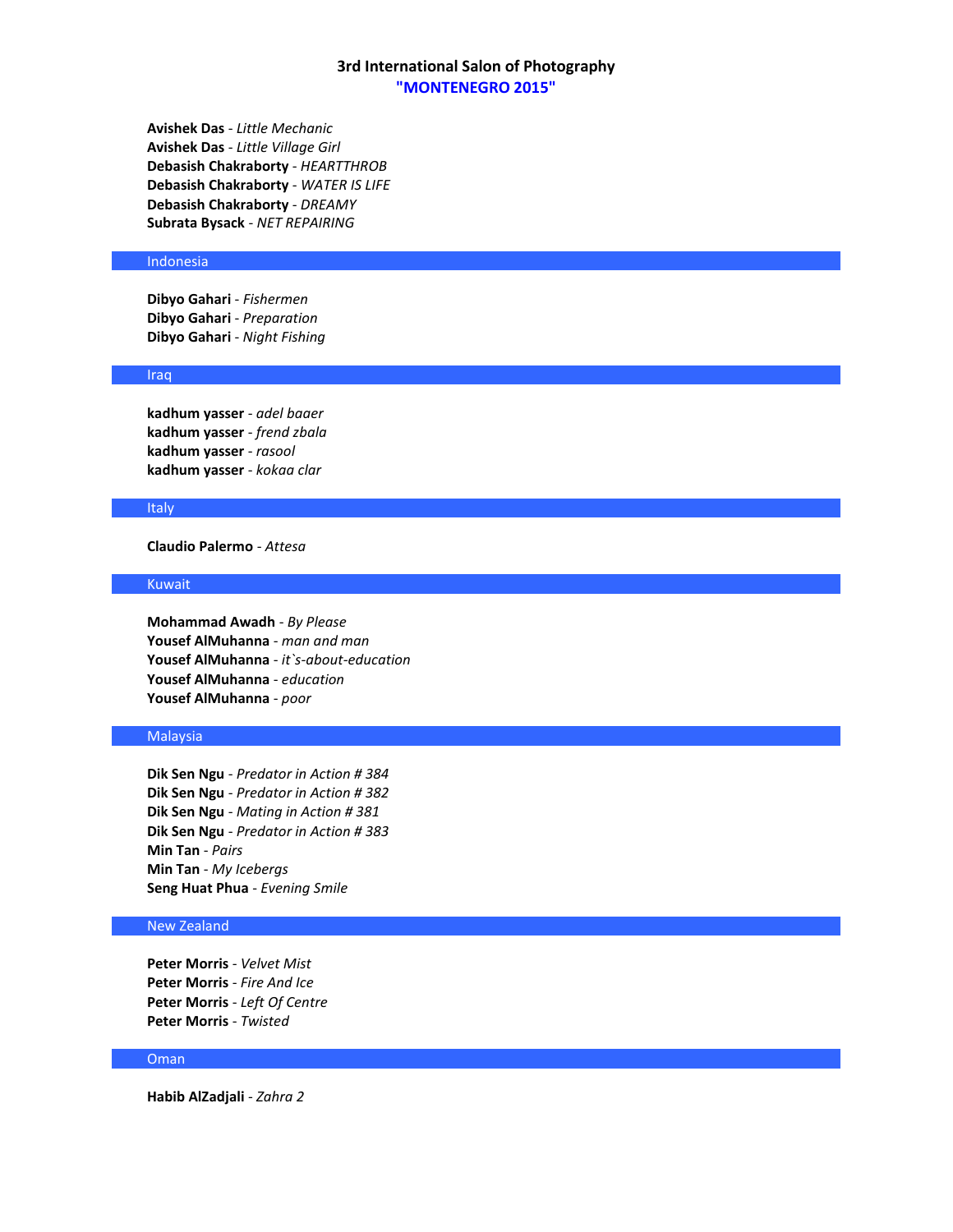# 3rd International Salon of Photography
## "MONTENEGRO 2015"

**Avishek Das** - *Little Mechanic*
**Avishek Das** - *Little Village Girl*
**Debasish Chakraborty** - *HEARTTHROB*
**Debasish Chakraborty** - *WATER IS LIFE*
**Debasish Chakraborty** - *DREAMY*
**Subrata Bysack** - *NET REPAIRING*

### Indonesia

**Dibyo Gahari** - *Fishermen*
**Dibyo Gahari** - *Preparation*
**Dibyo Gahari** - *Night Fishing*

### Iraq

**kadhum yasser** - *adel baaer*
**kadhum yasser** - *frend zbala*
**kadhum yasser** - *rasool*
**kadhum yasser** - *kokaa clar*

### Italy

**Claudio Palermo** - *Attesa*

### Kuwait

**Mohammad Awadh** - *By Please*
**Yousef AlMuhanna** - *man and man*
**Yousef AlMuhanna** - *it`s-about-education*
**Yousef AlMuhanna** - *education*
**Yousef AlMuhanna** - *poor*

### Malaysia

**Dik Sen Ngu** - *Predator in Action # 384*
**Dik Sen Ngu** - *Predator in Action # 382*
**Dik Sen Ngu** - *Mating in Action # 381*
**Dik Sen Ngu** - *Predator in Action # 383*
**Min Tan** - *Pairs*
**Min Tan** - *My Icebergs*
**Seng Huat Phua** - *Evening Smile*

### New Zealand

**Peter Morris** - *Velvet Mist*
**Peter Morris** - *Fire And Ice*
**Peter Morris** - *Left Of Centre*
**Peter Morris** - *Twisted*

### Oman

**Habib AlZadjali** - *Zahra 2*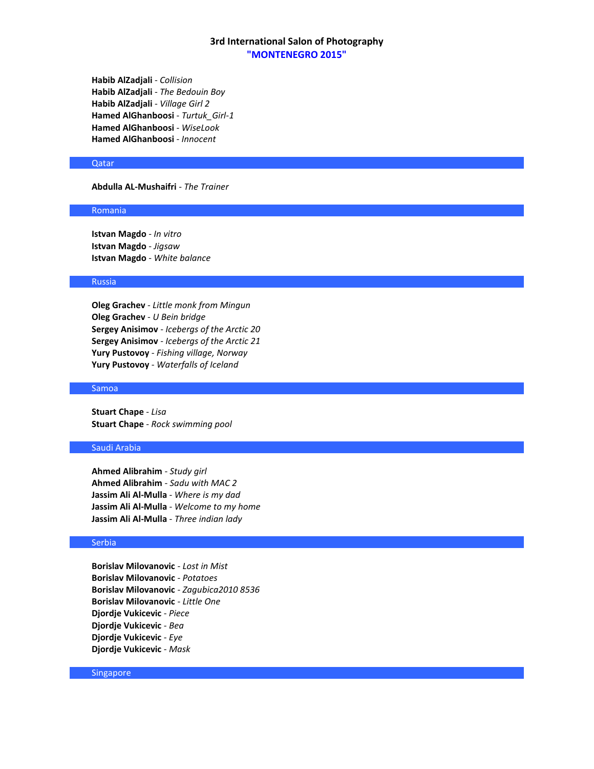**Habib AlZadjali** - *Collision*
**Habib AlZadjali** - *The Bedouin Boy*
**Habib AlZadjali** - *Village Girl 2*
**Hamed AlGhanboosi** - *Turtuk_Girl-1*
**Hamed AlGhanboosi** - *WiseLook*
**Hamed AlGhanboosi** - *Innocent*

## Qatar

**Abdulla AL-Mushaifri** - *The Trainer*

## Romania

**Istvan Magdo** - *In vitro*
**Istvan Magdo** - *Jigsaw*
**Istvan Magdo** - *White balance*

## Russia

**Oleg Grachev** - *Little monk from Mingun*
**Oleg Grachev** - *U Bein bridge*
**Sergey Anisimov** - *Icebergs of the Arctic 20*
**Sergey Anisimov** - *Icebergs of the Arctic 21*
**Yury Pustovoy** - *Fishing village, Norway*
**Yury Pustovoy** - *Waterfalls of Iceland*

## Samoa

**Stuart Chape** - *Lisa*
**Stuart Chape** - *Rock swimming pool*

## Saudi Arabia

**Ahmed Alibrahim** - *Study girl*
**Ahmed Alibrahim** - *Sadu with MAC 2*
**Jassim Ali Al-Mulla** - *Where is my dad*
**Jassim Ali Al-Mulla** - *Welcome to my home*
**Jassim Ali Al-Mulla** - *Three indian lady*

## Serbia

**Borislav Milovanovic** - *Lost in Mist*
**Borislav Milovanovic** - *Potatoes*
**Borislav Milovanovic** - *Zagubica2010 8536*
**Borislav Milovanovic** - *Little One*
**Djordje Vukicevic** - *Piece*
**Djordje Vukicevic** - *Bea*
**Djordje Vukicevic** - *Eye*
**Djordje Vukicevic** - *Mask*

## Singapore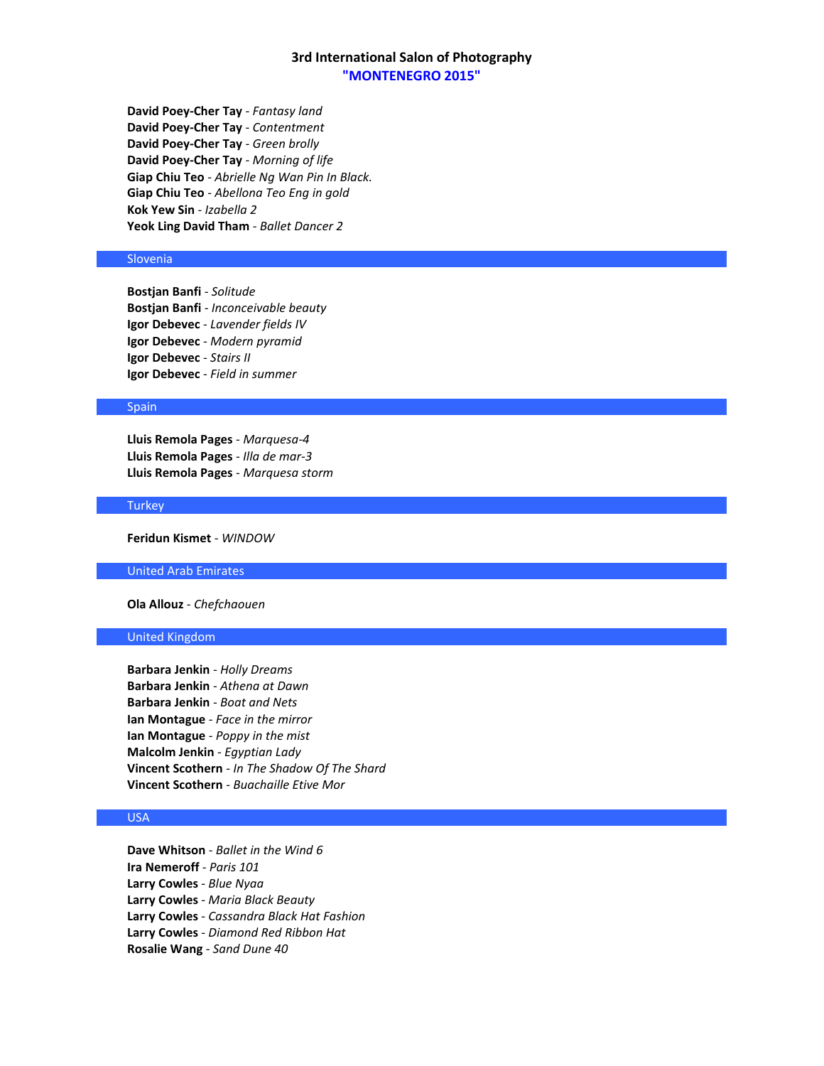**David Poey-Cher Tay** - *Fantasy land*
**David Poey-Cher Tay** - *Contentment*
**David Poey-Cher Tay** - *Green brolly*
**David Poey-Cher Tay** - *Morning of life*
**Giap Chiu Teo** - *Abrielle Ng Wan Pin In Black.*
**Giap Chiu Teo** - *Abellona Teo Eng in gold*
**Kok Yew Sin** - *Izabella 2*
**Yeok Ling David Tham** - *Ballet Dancer 2*

## Slovenia

**Bostjan Banfi** - *Solitude*
**Bostjan Banfi** - *Inconceivable beauty*
**Igor Debevec** - *Lavender fields IV*
**Igor Debevec** - *Modern pyramid*
**Igor Debevec** - *Stairs II*
**Igor Debevec** - *Field in summer*

## Spain

**Lluis Remola Pages** - *Marquesa-4*
**Lluis Remola Pages** - *Illa de mar-3*
**Lluis Remola Pages** - *Marquesa storm*

## Turkey

**Feridun Kismet** - *WINDOW*

## United Arab Emirates

**Ola Allouz** - *Chefchaouen*

## United Kingdom

**Barbara Jenkin** - *Holly Dreams*
**Barbara Jenkin** - *Athena at Dawn*
**Barbara Jenkin** - *Boat and Nets*
**Ian Montague** - *Face in the mirror*
**Ian Montague** - *Poppy in the mist*
**Malcolm Jenkin** - *Egyptian Lady*
**Vincent Scothern** - *In The Shadow Of The Shard*
**Vincent Scothern** - *Buachaille Etive Mor*

## USA

**Dave Whitson** - *Ballet in the Wind 6*
**Ira Nemeroff** - *Paris 101*
**Larry Cowles** - *Blue Nyaa*
**Larry Cowles** - *Maria Black Beauty*
**Larry Cowles** - *Cassandra Black Hat Fashion*
**Larry Cowles** - *Diamond Red Ribbon Hat*
**Rosalie Wang** - *Sand Dune 40*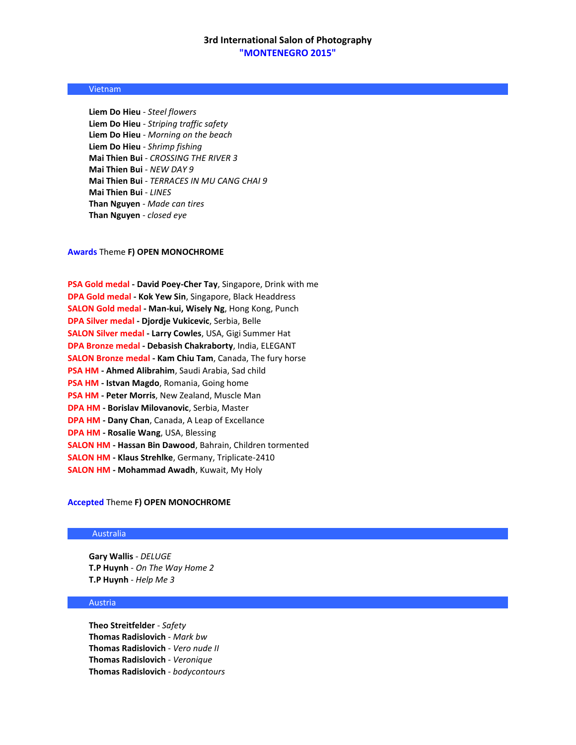# 3rd International Salon of Photography
## "MONTENEGRO 2015"

### Vietnam

**Liem Do Hieu** - *Steel flowers*
**Liem Do Hieu** - *Striping traffic safety*
**Liem Do Hieu** - *Morning on the beach*
**Liem Do Hieu** - *Shrimp fishing*
**Mai Thien Bui** - *CROSSING THE RIVER 3*
**Mai Thien Bui** - *NEW DAY 9*
**Mai Thien Bui** - *TERRACES IN MU CANG CHAI 9*
**Mai Thien Bui** - *LINES*
**Than Nguyen** - *Made can tires*
**Than Nguyen** - *closed eye*

## Awards Theme **F) OPEN MONOCHROME**

PSA Gold medal - **David Poey-Cher Tay**, Singapore, Drink with me
DPA Gold medal - **Kok Yew Sin**, Singapore, Black Headdress
SALON Gold medal - **Man-kui, Wisely Ng**, Hong Kong, Punch
DPA Silver medal - **Djordje Vukicevic**, Serbia, Belle
SALON Silver medal - **Larry Cowles**, USA, Gigi Summer Hat
DPA Bronze medal - **Debasish Chakraborty**, India, ELEGANT
SALON Bronze medal - **Kam Chiu Tam**, Canada, The fury horse
PSA HM - **Ahmed Alibrahim**, Saudi Arabia, Sad child
PSA HM - **Istvan Magdo**, Romania, Going home
PSA HM - **Peter Morris**, New Zealand, Muscle Man
DPA HM - **Borislav Milovanovic**, Serbia, Master
DPA HM - **Dany Chan**, Canada, A Leap of Excellance
DPA HM - **Rosalie Wang**, USA, Blessing
SALON HM - **Hassan Bin Dawood**, Bahrain, Children tormented
SALON HM - **Klaus Strehlke**, Germany, Triplicate-2410
SALON HM - **Mohammad Awadh**, Kuwait, My Holy

## Accepted Theme **F) OPEN MONOCHROME**

### Australia

**Gary Wallis** - *DELUGE*
**T.P Huynh** - *On The Way Home 2*
**T.P Huynh** - *Help Me 3*

### Austria

**Theo Streitfelder** - *Safety*
**Thomas Radislovich** - *Mark bw*
**Thomas Radislovich** - *Vero nude II*
**Thomas Radislovich** - *Veronique*
**Thomas Radislovich** - *bodycontours*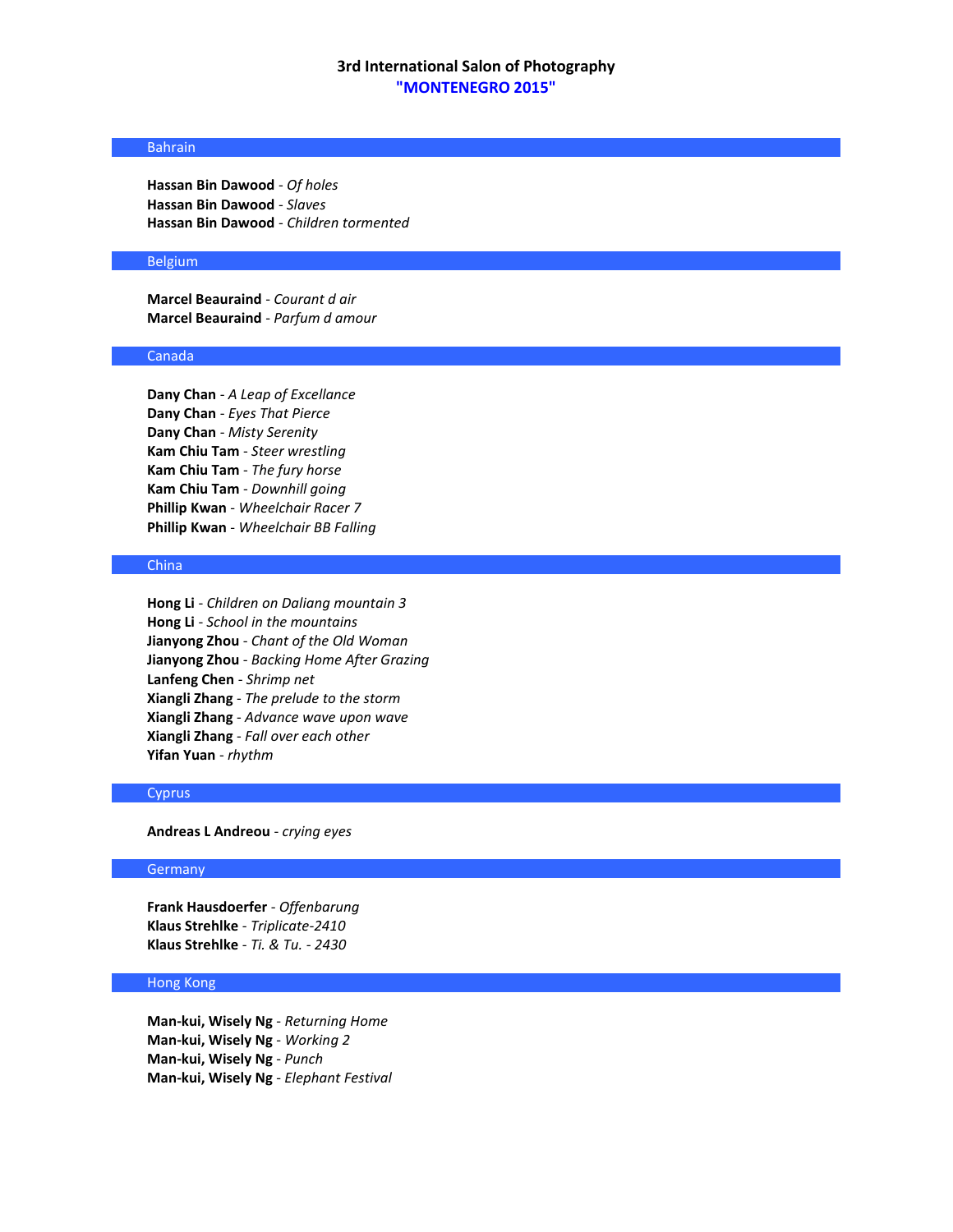# 3rd International Salon of Photography
## "MONTENEGRO 2015"

### Bahrain

**Hassan Bin Dawood** - *Of holes*
**Hassan Bin Dawood** - *Slaves*
**Hassan Bin Dawood** - *Children tormented*

### Belgium

**Marcel Beauraind** - *Courant d air*
**Marcel Beauraind** - *Parfum d amour*

### Canada

**Dany Chan** - *A Leap of Excellance*
**Dany Chan** - *Eyes That Pierce*
**Dany Chan** - *Misty Serenity*
**Kam Chiu Tam** - *Steer wrestling*
**Kam Chiu Tam** - *The fury horse*
**Kam Chiu Tam** - *Downhill going*
**Phillip Kwan** - *Wheelchair Racer 7*
**Phillip Kwan** - *Wheelchair BB Falling*

### China

**Hong Li** - *Children on Daliang mountain 3*
**Hong Li** - *School in the mountains*
**Jianyong Zhou** - *Chant of the Old Woman*
**Jianyong Zhou** - *Backing Home After Grazing*
**Lanfeng Chen** - *Shrimp net*
**Xiangli Zhang** - *The prelude to the storm*
**Xiangli Zhang** - *Advance wave upon wave*
**Xiangli Zhang** - *Fall over each other*
**Yifan Yuan** - *rhythm*

### Cyprus

**Andreas L Andreou** - *crying eyes*

### Germany

**Frank Hausdoerfer** - *Offenbarung*
**Klaus Strehlke** - *Triplicate-2410*
**Klaus Strehlke** - *Ti. & Tu. - 2430*

### Hong Kong

**Man-kui, Wisely Ng** - *Returning Home*
**Man-kui, Wisely Ng** - *Working 2*
**Man-kui, Wisely Ng** - *Punch*
**Man-kui, Wisely Ng** - *Elephant Festival*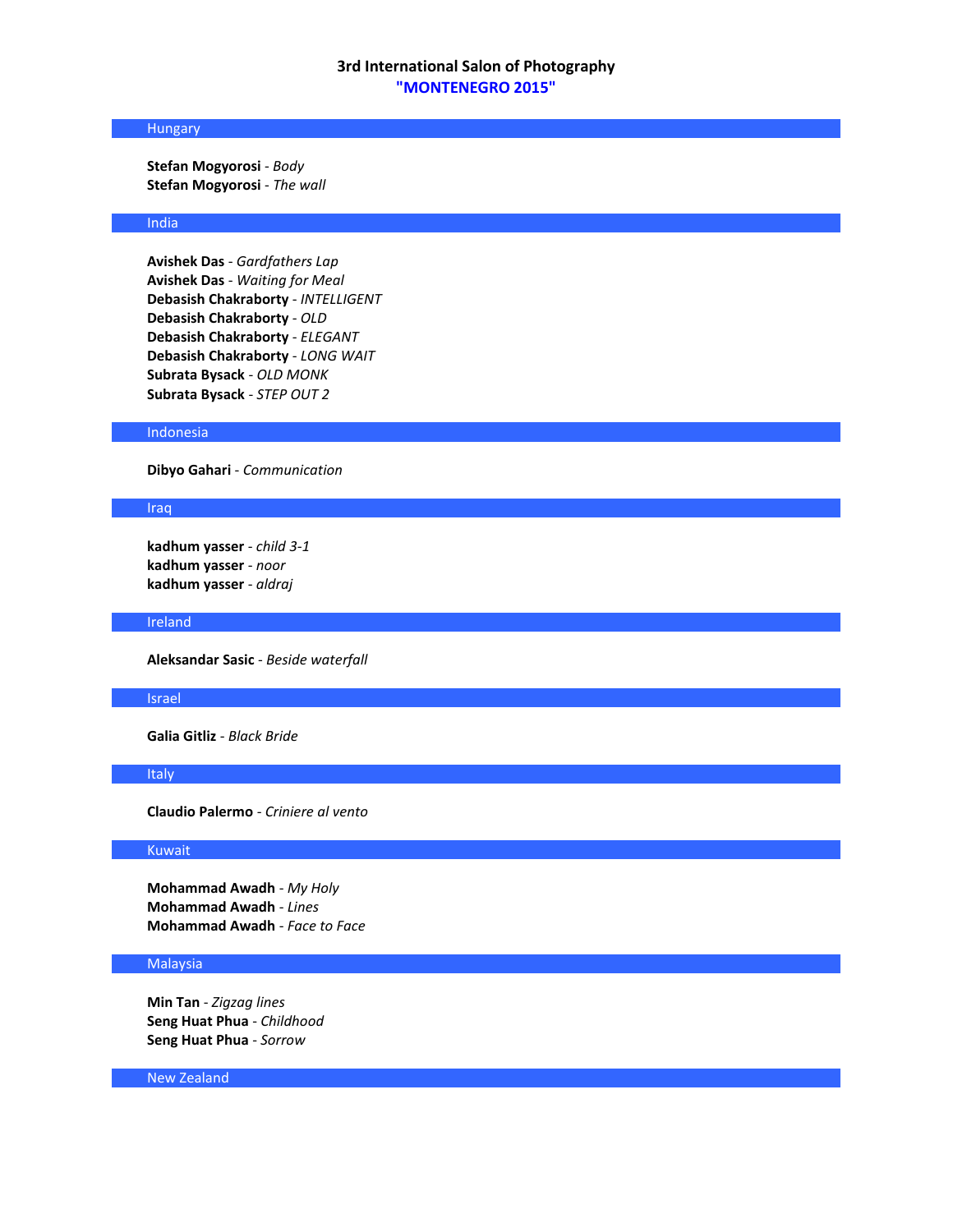## 3rd International Salon of Photography
## "MONTENEGRO 2015"

### Hungary

**Stefan Mogyorosi** - *Body*
**Stefan Mogyorosi** - *The wall*

### India

**Avishek Das** - *Gardfathers Lap*
**Avishek Das** - *Waiting for Meal*
**Debasish Chakraborty** - *INTELLIGENT*
**Debasish Chakraborty** - *OLD*
**Debasish Chakraborty** - *ELEGANT*
**Debasish Chakraborty** - *LONG WAIT*
**Subrata Bysack** - *OLD MONK*
**Subrata Bysack** - *STEP OUT 2*

### Indonesia

**Dibyo Gahari** - *Communication*

### Iraq

**kadhum yasser** - *child 3-1*
**kadhum yasser** - *noor*
**kadhum yasser** - *aldraj*

### Ireland

**Aleksandar Sasic** - *Beside waterfall*

### Israel

**Galia Gitliz** - *Black Bride*

### Italy

**Claudio Palermo** - *Criniere al vento*

### Kuwait

**Mohammad Awadh** - *My Holy*
**Mohammad Awadh** - *Lines*
**Mohammad Awadh** - *Face to Face*

### Malaysia

**Min Tan** - *Zigzag lines*
**Seng Huat Phua** - *Childhood*
**Seng Huat Phua** - *Sorrow*

### New Zealand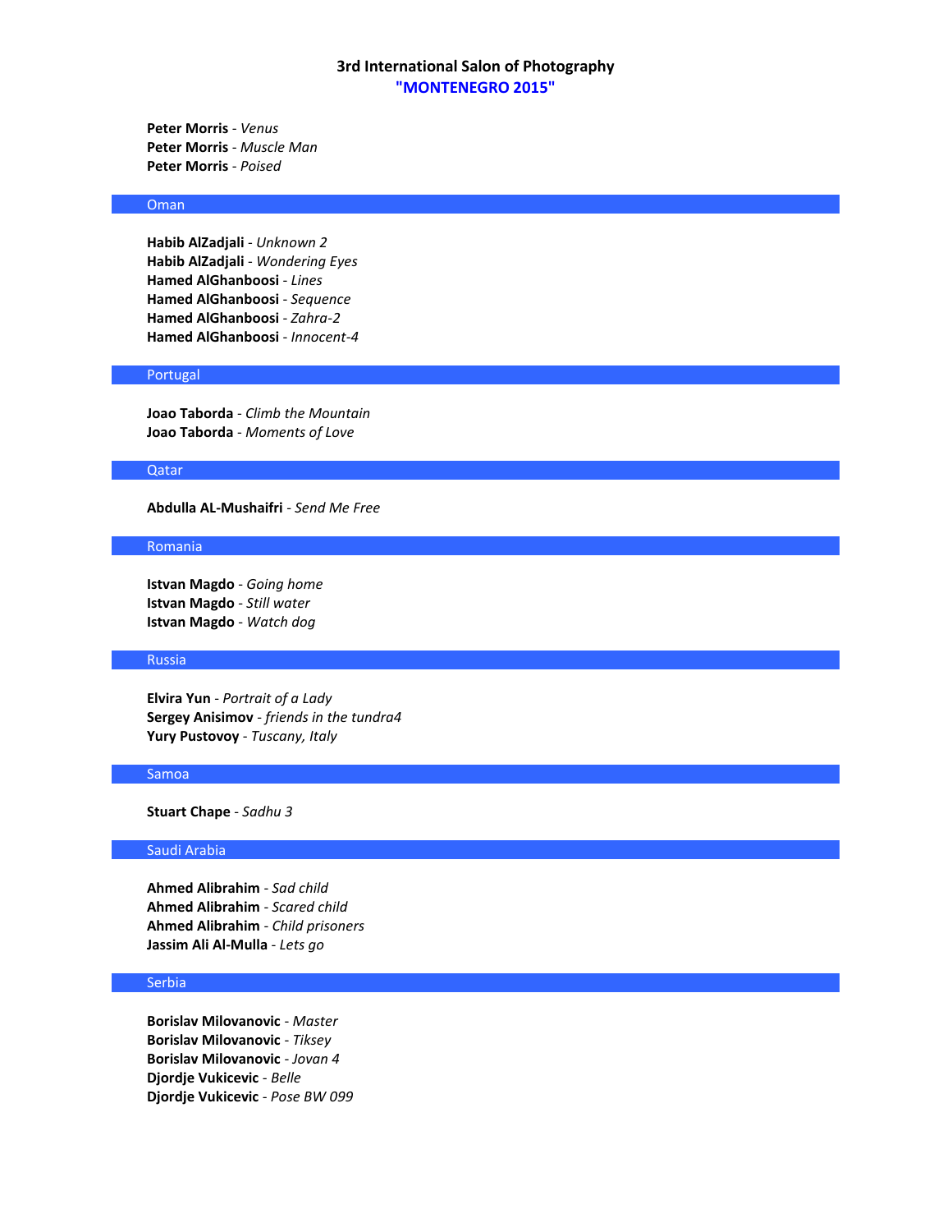# 3rd International Salon of Photography
## "MONTENEGRO 2015"

**Peter Morris** - *Venus*
**Peter Morris** - *Muscle Man*
**Peter Morris** - *Poised*

### Oman

**Habib AlZadjali** - *Unknown 2*
**Habib AlZadjali** - *Wondering Eyes*
**Hamed AlGhanboosi** - *Lines*
**Hamed AlGhanboosi** - *Sequence*
**Hamed AlGhanboosi** - *Zahra-2*
**Hamed AlGhanboosi** - *Innocent-4*

### Portugal

**Joao Taborda** - *Climb the Mountain*
**Joao Taborda** - *Moments of Love*

### Qatar

**Abdulla AL-Mushaifri** - *Send Me Free*

### Romania

**Istvan Magdo** - *Going home*
**Istvan Magdo** - *Still water*
**Istvan Magdo** - *Watch dog*

### Russia

**Elvira Yun** - *Portrait of a Lady*
**Sergey Anisimov** - *friends in the tundra4*
**Yury Pustovoy** - *Tuscany, Italy*

### Samoa

**Stuart Chape** - *Sadhu 3*

### Saudi Arabia

**Ahmed Alibrahim** - *Sad child*
**Ahmed Alibrahim** - *Scared child*
**Ahmed Alibrahim** - *Child prisoners*
**Jassim Ali Al-Mulla** - *Lets go*

### Serbia

**Borislav Milovanovic** - *Master*
**Borislav Milovanovic** - *Tiksey*
**Borislav Milovanovic** - *Jovan 4*
**Djordje Vukicevic** - *Belle*
**Djordje Vukicevic** - *Pose BW 099*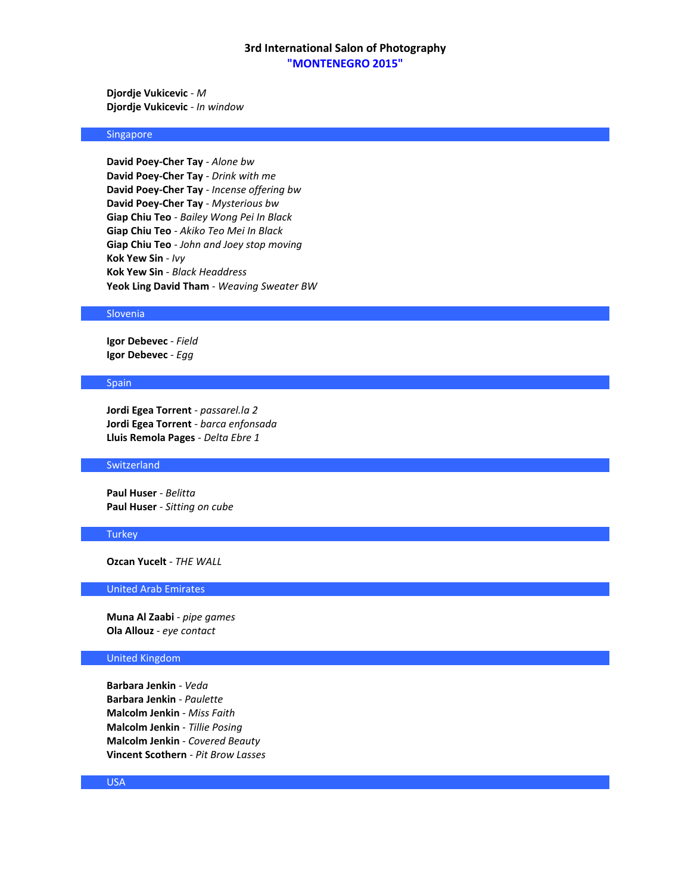**Djordje Vukicevic** - *M*
**Djordje Vukicevic** - *In window*

## Singapore

**David Poey-Cher Tay** - *Alone bw*
**David Poey-Cher Tay** - *Drink with me*
**David Poey-Cher Tay** - *Incense offering bw*
**David Poey-Cher Tay** - *Mysterious bw*
**Giap Chiu Teo** - *Bailey Wong Pei In Black*
**Giap Chiu Teo** - *Akiko Teo Mei In Black*
**Giap Chiu Teo** - *John and Joey stop moving*
**Kok Yew Sin** - *Ivy*
**Kok Yew Sin** - *Black Headdress*
**Yeok Ling David Tham** - *Weaving Sweater BW*

## Slovenia

**Igor Debevec** - *Field*
**Igor Debevec** - *Egg*

## Spain

**Jordi Egea Torrent** - *passarel.la 2*
**Jordi Egea Torrent** - *barca enfonsada*
**Lluis Remola Pages** - *Delta Ebre 1*

## Switzerland

**Paul Huser** - *Belitta*
**Paul Huser** - *Sitting on cube*

## Turkey

**Ozcan Yucelt** - *THE WALL*

## United Arab Emirates

**Muna Al Zaabi** - *pipe games*
**Ola Allouz** - *eye contact*

## United Kingdom

**Barbara Jenkin** - *Veda*
**Barbara Jenkin** - *Paulette*
**Malcolm Jenkin** - *Miss Faith*
**Malcolm Jenkin** - *Tillie Posing*
**Malcolm Jenkin** - *Covered Beauty*
**Vincent Scothern** - *Pit Brow Lasses*

## USA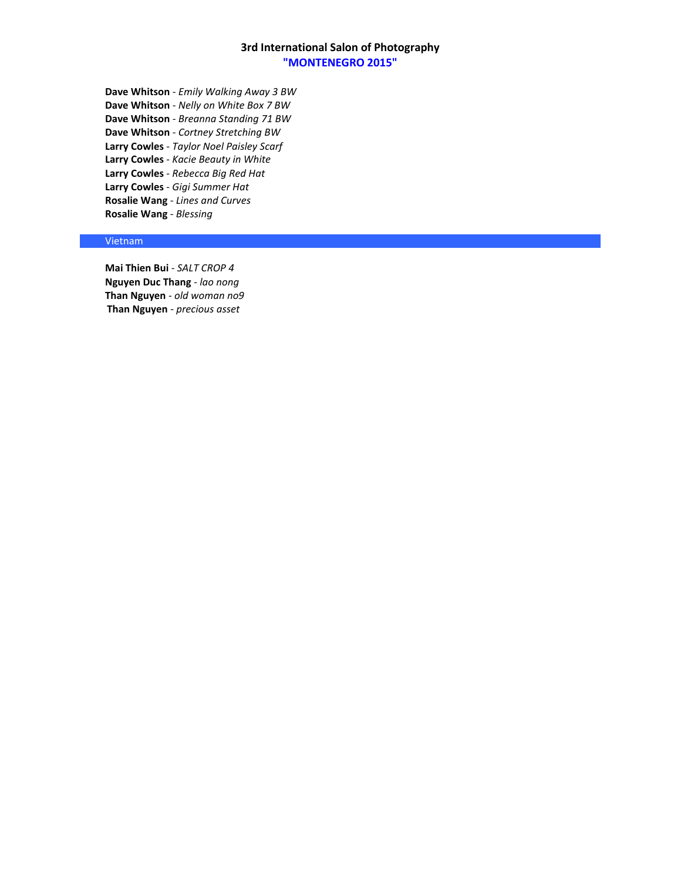**Dave Whitson** - *Emily Walking Away 3 BW*
**Dave Whitson** - *Nelly on White Box 7 BW*
**Dave Whitson** - *Breanna Standing 71 BW*
**Dave Whitson** - *Cortney Stretching BW*
**Larry Cowles** - *Taylor Noel Paisley Scarf*
**Larry Cowles** - *Kacie Beauty in White*
**Larry Cowles** - *Rebecca Big Red Hat*
**Larry Cowles** - *Gigi Summer Hat*
**Rosalie Wang** - *Lines and Curves*
**Rosalie Wang** - *Blessing*

## Vietnam

**Mai Thien Bui** - *SALT CROP 4*
**Nguyen Duc Thang** - *lao nong*
**Than Nguyen** - *old woman no9*
**Than Nguyen** - *precious asset*